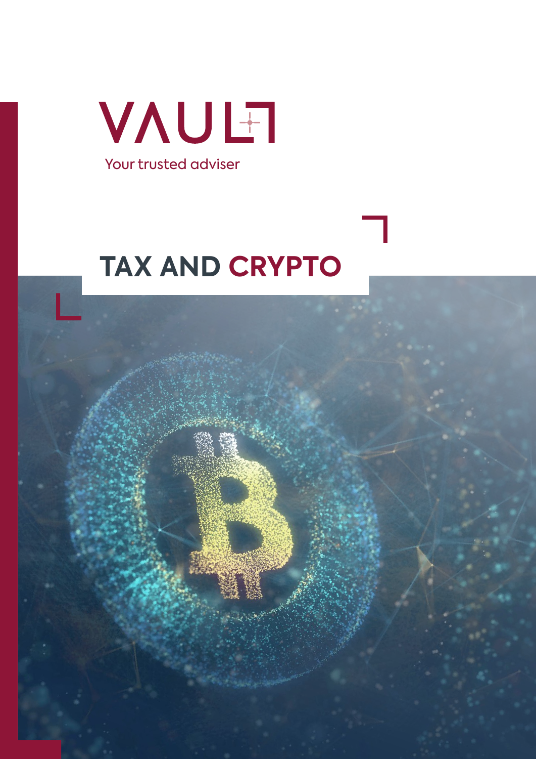VAULT

Your trusted adviser

# TAX AND CRYPTO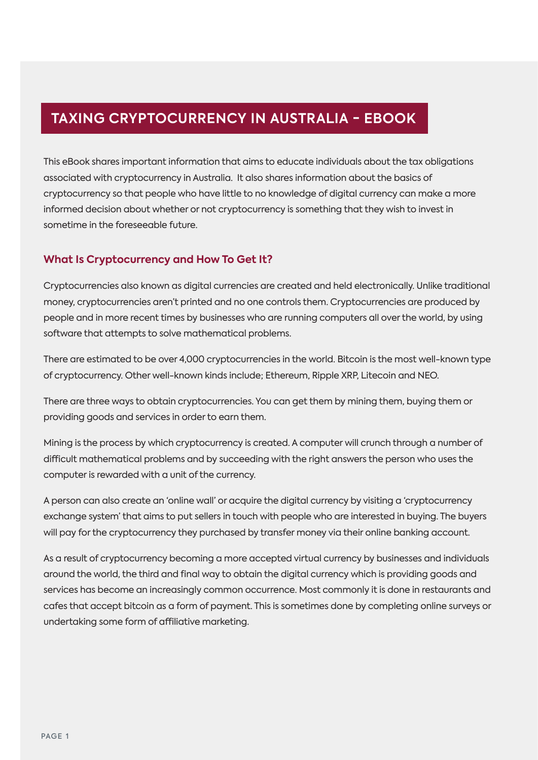# TAXING CRYPTOCURRENCY IN AUSTRALIA - EBOOK

This eBook shares important information that aims to educate individuals about the tax obligations associated with cryptocurrency in Australia.  It also shares information about the basics of cryptocurrency so that people who have little to no knowledge of digital currency can make a more informed decision about whether or not cryptocurrency is something that they wish to invest in sometime in the foreseeable future.

## What Is Cryptocurrency and How To Get It?

Cryptocurrencies also known as digital currencies are created and held electronically. Unlike traditional money, cryptocurrencies aren't printed and no one controls them. Cryptocurrencies are produced by people and in more recent times by businesses who are running computers all over the world, by using software that attempts to solve mathematical problems.

There are estimated to be over 4,000 cryptocurrencies in the world. Bitcoin is the most well-known type of cryptocurrency. Other well-known kinds include; Ethereum, Ripple XRP, Litecoin and NEO.

There are three ways to obtain cryptocurrencies. You can get them by mining them, buying them or providing goods and services in order to earn them.

Mining is the process by which cryptocurrency is created. A computer will crunch through a number of difficult mathematical problems and by succeeding with the right answers the person who uses the computer is rewarded with a unit of the currency.

A person can also create an 'online wall' or acquire the digital currency by visiting a 'cryptocurrency exchange system' that aims to put sellers in touch with people who are interested in buying. The buyers will pay for the cryptocurrency they purchased by transfer money via their online banking account.

As a result of cryptocurrency becoming a more accepted virtual currency by businesses and individuals around the world, the third and final way to obtain the digital currency which is providing goods and services has become an increasingly common occurrence. Most commonly it is done in restaurants and cafes that accept bitcoin as a form of payment. This is sometimes done by completing online surveys or undertaking some form of affiliative marketing.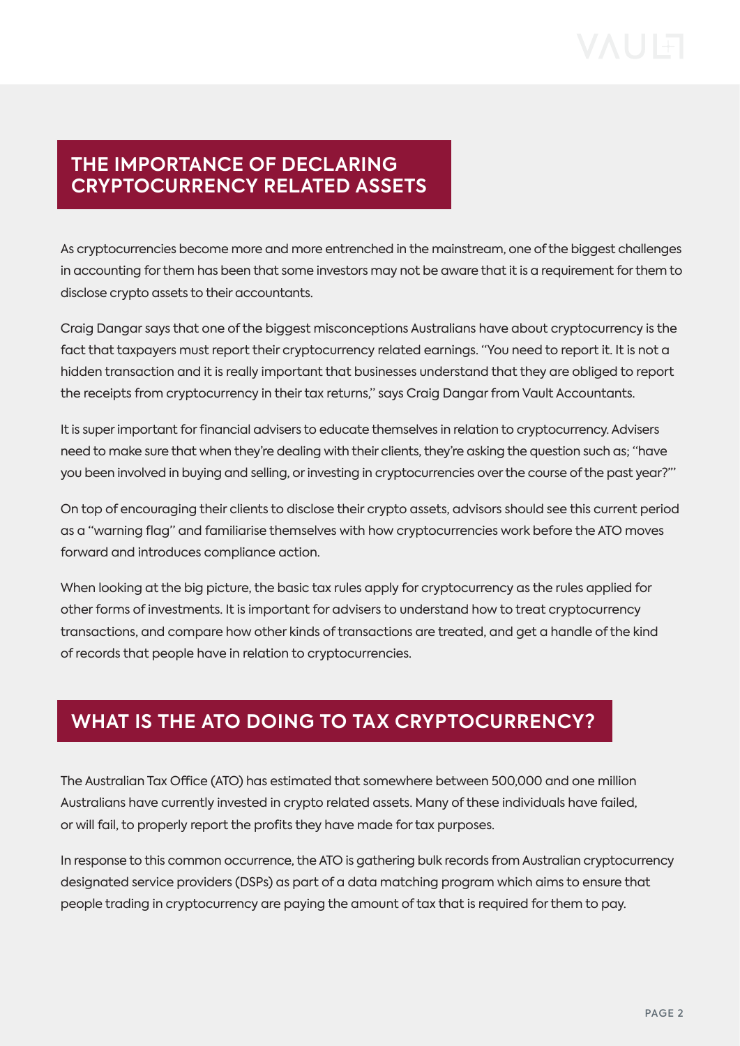## THE IMPORTANCE OF DECLARING CRYPTOCURRENCY RELATED ASSETS

As cryptocurrencies become more and more entrenched in the mainstream, one of the biggest challenges in accounting for them has been that some investors may not be aware that it is a requirement for them to disclose crypto assets to their accountants.

Craig Dangar says that one of the biggest misconceptions Australians have about cryptocurrency is the fact that taxpayers must report their cryptocurrency related earnings. "You need to report it. It is not a hidden transaction and it is really important that businesses understand that they are obliged to report the receipts from cryptocurrency in their tax returns," says Craig Dangar from Vault Accountants.

It is super important for financial advisers to educate themselves in relation to cryptocurrency. Advisers need to make sure that when they're dealing with their clients, they're asking the question such as; "have you been involved in buying and selling, or investing in cryptocurrencies over the course of the past year?"'

On top of encouraging their clients to disclose their crypto assets, advisors should see this current period as a "warning flag" and familiarise themselves with how cryptocurrencies work before the ATO moves forward and introduces compliance action.

When looking at the big picture, the basic tax rules apply for cryptocurrency as the rules applied for other forms of investments. It is important for advisers to understand how to treat cryptocurrency transactions, and compare how other kinds of transactions are treated, and get a handle of the kind of records that people have in relation to cryptocurrencies.

## WHAT IS THE ATO DOING TO TAX CRYPTOCURRENCY?

The Australian Tax Office (ATO) has estimated that somewhere between 500,000 and one million Australians have currently invested in crypto related assets. Many of these individuals have failed, or will fail, to properly report the profits they have made for tax purposes.

In response to this common occurrence, the ATO is gathering bulk records from Australian cryptocurrency designated service providers (DSPs) as part of a data matching program which aims to ensure that people trading in cryptocurrency are paying the amount of tax that is required for them to pay.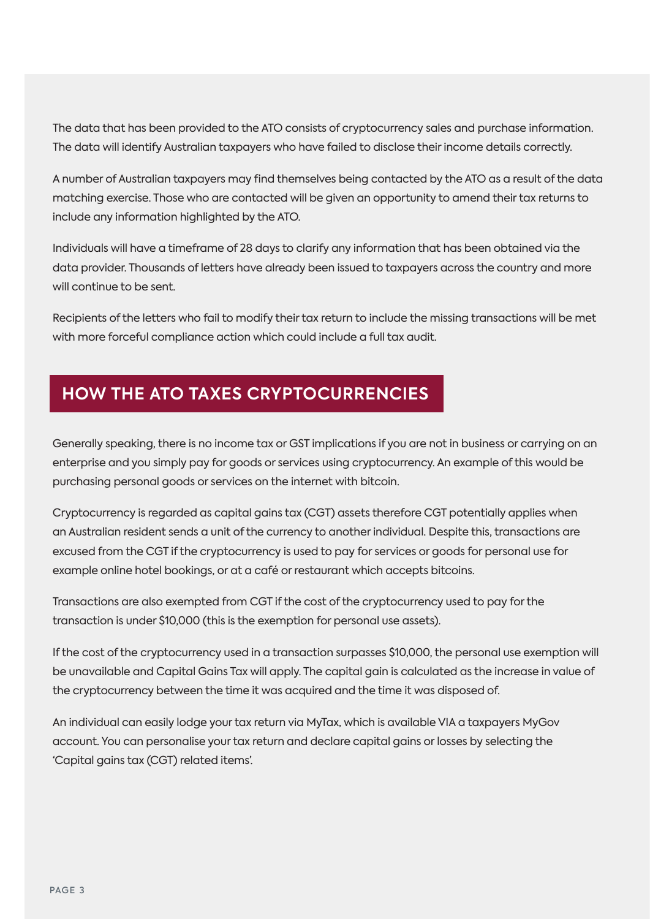The data that has been provided to the ATO consists of cryptocurrency sales and purchase information. The data will identify Australian taxpayers who have failed to disclose their income details correctly.

A number of Australian taxpayers may find themselves being contacted by the ATO as a result of the data matching exercise. Those who are contacted will be given an opportunity to amend their tax returns to include any information highlighted by the ATO.

Individuals will have a timeframe of 28 days to clarify any information that has been obtained via the data provider. Thousands of letters have already been issued to taxpayers across the country and more will continue to be sent.

Recipients of the letters who fail to modify their tax return to include the missing transactions will be met with more forceful compliance action which could include a full tax audit.

## HOW THE ATO TAXES CRYPTOCURRENCIES

Generally speaking, there is no income tax or GST implications if you are not in business or carrying on an enterprise and you simply pay for goods or services using cryptocurrency. An example of this would be purchasing personal goods or services on the internet with bitcoin.

Cryptocurrency is regarded as capital gains tax (CGT) assets therefore CGT potentially applies when an Australian resident sends a unit of the currency to another individual. Despite this, transactions are excused from the CGT if the cryptocurrency is used to pay for services or goods for personal use for example online hotel bookings, or at a café or restaurant which accepts bitcoins.

Transactions are also exempted from CGT if the cost of the cryptocurrency used to pay for the transaction is under $10,000 (this is the exemption for personal use assets).

If the cost of the cryptocurrency used in a transaction surpasses $10,000, the personal use exemption will be unavailable and Capital Gains Tax will apply. The capital gain is calculated as the increase in value of the cryptocurrency between the time it was acquired and the time it was disposed of.

An individual can easily lodge your tax return via MyTax, which is available VIA a taxpayers MyGov account. You can personalise your tax return and declare capital gains or losses by selecting the 'Capital gains tax (CGT) related items'.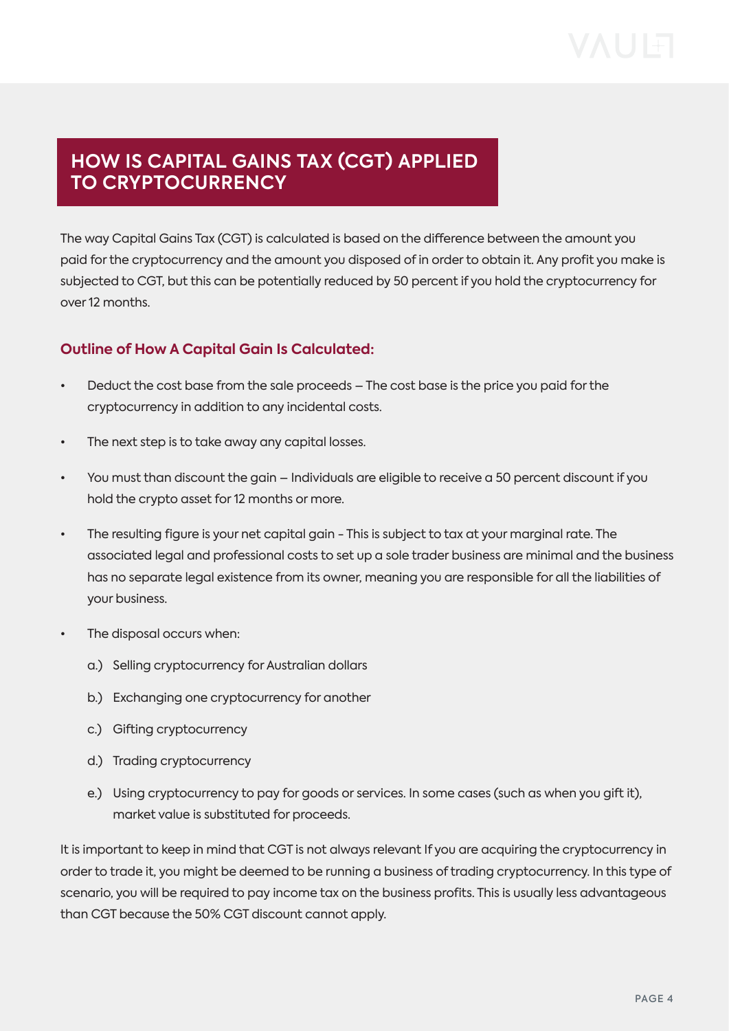## HOW IS CAPITAL GAINS TAX (CGT) APPLIED TO CRYPTOCURRENCY

The way Capital Gains Tax (CGT) is calculated is based on the difference between the amount you paid for the cryptocurrency and the amount you disposed of in order to obtain it. Any profit you make is subjected to CGT, but this can be potentially reduced by 50 percent if you hold the cryptocurrency for over 12 months.

### Outline of How A Capital Gain Is Calculated:

- Deduct the cost base from the sale proceeds – The cost base is the price you paid for the cryptocurrency in addition to any incidental costs.
- The next step is to take away any capital losses.
- You must than discount the gain – Individuals are eligible to receive a 50 percent discount if you hold the crypto asset for 12 months or more.
- The resulting figure is your net capital gain - This is subject to tax at your marginal rate. The associated legal and professional costs to set up a sole trader business are minimal and the business has no separate legal existence from its owner, meaning you are responsible for all the liabilities of your business.
- The disposal occurs when:
  - a.) Selling cryptocurrency for Australian dollars
  - b.) Exchanging one cryptocurrency for another
  - c.) Gifting cryptocurrency
  - d.) Trading cryptocurrency
  - e.) Using cryptocurrency to pay for goods or services. In some cases (such as when you gift it), market value is substituted for proceeds.

It is important to keep in mind that CGT is not always relevant If you are acquiring the cryptocurrency in order to trade it, you might be deemed to be running a business of trading cryptocurrency. In this type of scenario, you will be required to pay income tax on the business profits. This is usually less advantageous than CGT because the 50% CGT discount cannot apply.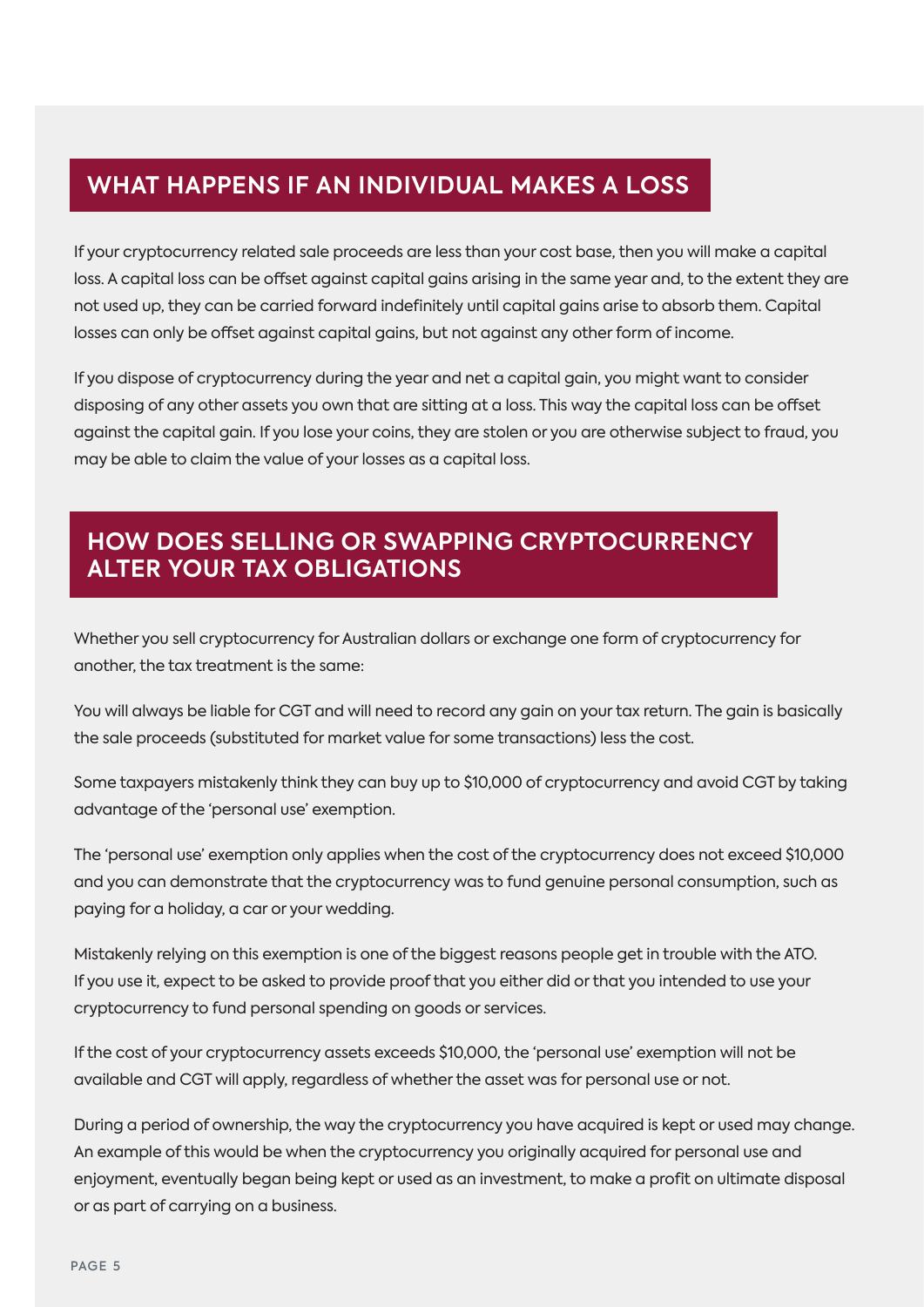## WHAT HAPPENS IF AN INDIVIDUAL MAKES A LOSS

If your cryptocurrency related sale proceeds are less than your cost base, then you will make a capital loss. A capital loss can be offset against capital gains arising in the same year and, to the extent they are not used up, they can be carried forward indefinitely until capital gains arise to absorb them. Capital losses can only be offset against capital gains, but not against any other form of income.

If you dispose of cryptocurrency during the year and net a capital gain, you might want to consider disposing of any other assets you own that are sitting at a loss. This way the capital loss can be offset against the capital gain. If you lose your coins, they are stolen or you are otherwise subject to fraud, you may be able to claim the value of your losses as a capital loss.

## HOW DOES SELLING OR SWAPPING CRYPTOCURRENCY ALTER YOUR TAX OBLIGATIONS

Whether you sell cryptocurrency for Australian dollars or exchange one form of cryptocurrency for another, the tax treatment is the same:

You will always be liable for CGT and will need to record any gain on your tax return. The gain is basically the sale proceeds (substituted for market value for some transactions) less the cost.

Some taxpayers mistakenly think they can buy up to $10,000 of cryptocurrency and avoid CGT by taking advantage of the 'personal use' exemption.

The 'personal use' exemption only applies when the cost of the cryptocurrency does not exceed $10,000 and you can demonstrate that the cryptocurrency was to fund genuine personal consumption, such as paying for a holiday, a car or your wedding.

Mistakenly relying on this exemption is one of the biggest reasons people get in trouble with the ATO. If you use it, expect to be asked to provide proof that you either did or that you intended to use your cryptocurrency to fund personal spending on goods or services.

If the cost of your cryptocurrency assets exceeds $10,000, the 'personal use' exemption will not be available and CGT will apply, regardless of whether the asset was for personal use or not.

During a period of ownership, the way the cryptocurrency you have acquired is kept or used may change. An example of this would be when the cryptocurrency you originally acquired for personal use and enjoyment, eventually began being kept or used as an investment, to make a profit on ultimate disposal or as part of carrying on a business.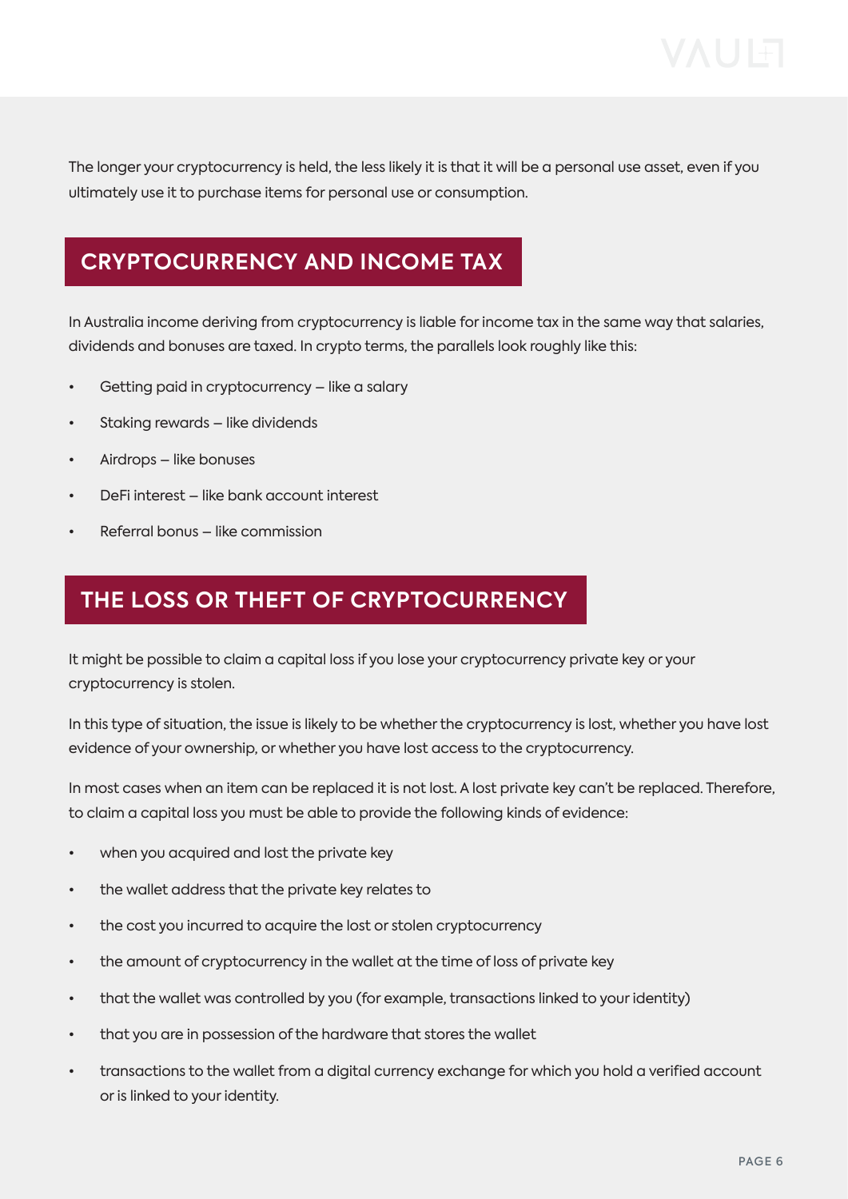The longer your cryptocurrency is held, the less likely it is that it will be a personal use asset, even if you ultimately use it to purchase items for personal use or consumption.

## CRYPTOCURRENCY AND INCOME TAX

In Australia income deriving from cryptocurrency is liable for income tax in the same way that salaries, dividends and bonuses are taxed. In crypto terms, the parallels look roughly like this:

- Getting paid in cryptocurrency – like a salary
- Staking rewards – like dividends
- Airdrops – like bonuses
- DeFi interest – like bank account interest
- Referral bonus – like commission

## THE LOSS OR THEFT OF CRYPTOCURRENCY

It might be possible to claim a capital loss if you lose your cryptocurrency private key or your cryptocurrency is stolen.

In this type of situation, the issue is likely to be whether the cryptocurrency is lost, whether you have lost evidence of your ownership, or whether you have lost access to the cryptocurrency.

In most cases when an item can be replaced it is not lost. A lost private key can't be replaced. Therefore, to claim a capital loss you must be able to provide the following kinds of evidence:

- when you acquired and lost the private key
- the wallet address that the private key relates to
- the cost you incurred to acquire the lost or stolen cryptocurrency
- the amount of cryptocurrency in the wallet at the time of loss of private key
- that the wallet was controlled by you (for example, transactions linked to your identity)
- that you are in possession of the hardware that stores the wallet
- transactions to the wallet from a digital currency exchange for which you hold a verified account or is linked to your identity.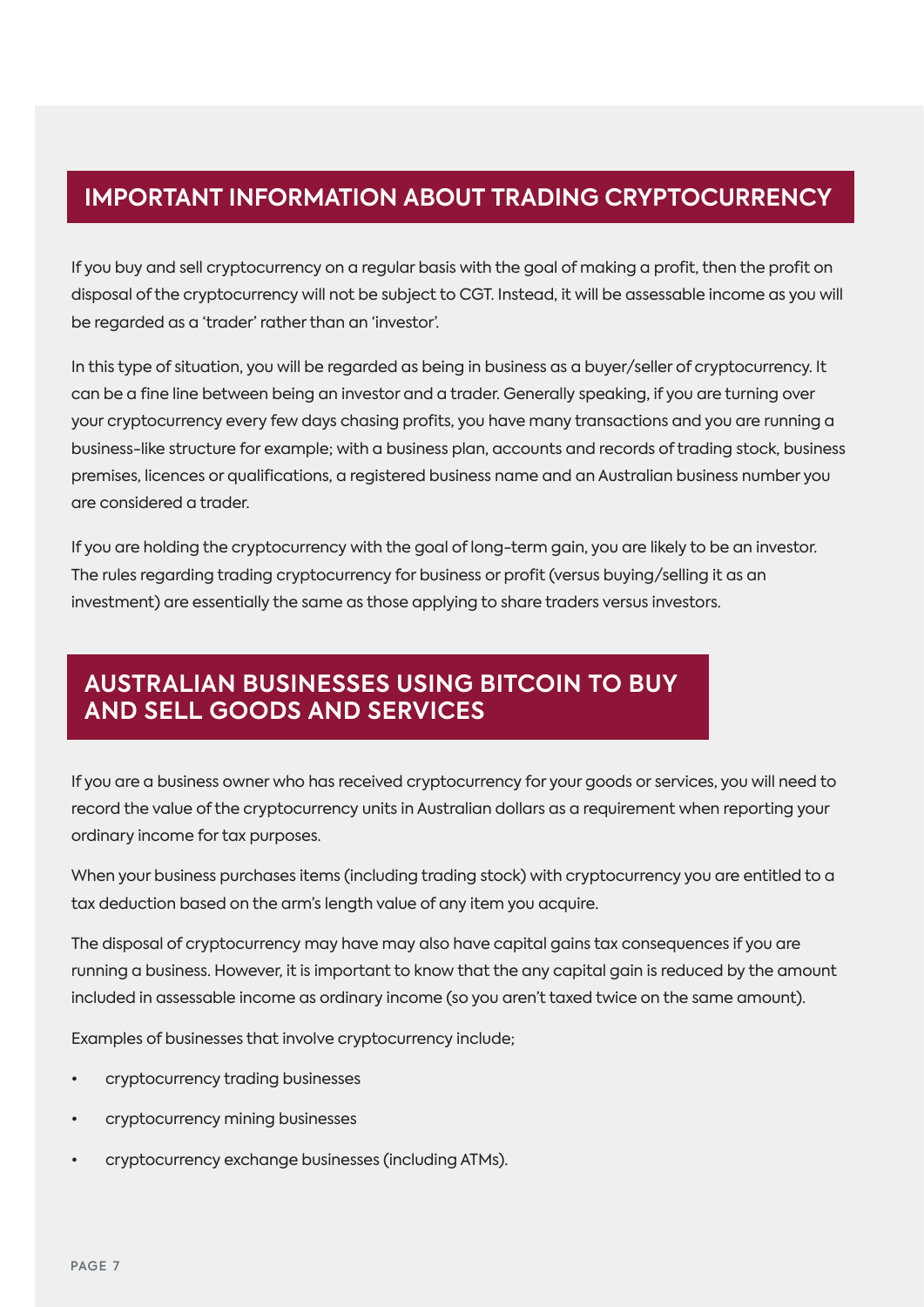## IMPORTANT INFORMATION ABOUT TRADING CRYPTOCURRENCY

If you buy and sell cryptocurrency on a regular basis with the goal of making a profit, then the profit on disposal of the cryptocurrency will not be subject to CGT. Instead, it will be assessable income as you will be regarded as a 'trader' rather than an 'investor'.

In this type of situation, you will be regarded as being in business as a buyer/seller of cryptocurrency. It can be a fine line between being an investor and a trader. Generally speaking, if you are turning over your cryptocurrency every few days chasing profits, you have many transactions and you are running a business-like structure for example; with a business plan, accounts and records of trading stock, business premises, licences or qualifications, a registered business name and an Australian business number you are considered a trader.

If you are holding the cryptocurrency with the goal of long-term gain, you are likely to be an investor. The rules regarding trading cryptocurrency for business or profit (versus buying/selling it as an investment) are essentially the same as those applying to share traders versus investors.

## AUSTRALIAN BUSINESSES USING BITCOIN TO BUY AND SELL GOODS AND SERVICES

If you are a business owner who has received cryptocurrency for your goods or services, you will need to record the value of the cryptocurrency units in Australian dollars as a requirement when reporting your ordinary income for tax purposes.

When your business purchases items (including trading stock) with cryptocurrency you are entitled to a tax deduction based on the arm's length value of any item you acquire.

The disposal of cryptocurrency may have may also have capital gains tax consequences if you are running a business. However, it is important to know that the any capital gain is reduced by the amount included in assessable income as ordinary income (so you aren't taxed twice on the same amount).

Examples of businesses that involve cryptocurrency include;

- cryptocurrency trading businesses
- cryptocurrency mining businesses
- cryptocurrency exchange businesses (including ATMs).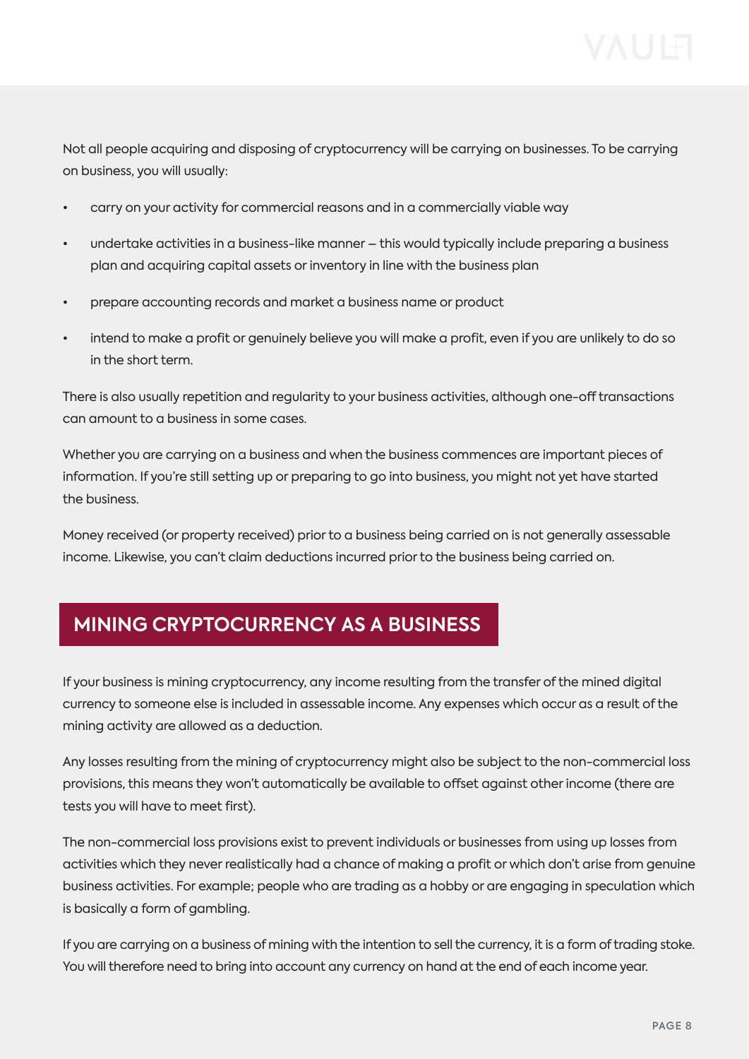Not all people acquiring and disposing of cryptocurrency will be carrying on businesses. To be carrying on business, you will usually:

- carry on your activity for commercial reasons and in a commercially viable way
- undertake activities in a business-like manner – this would typically include preparing a business plan and acquiring capital assets or inventory in line with the business plan
- prepare accounting records and market a business name or product
- intend to make a profit or genuinely believe you will make a profit, even if you are unlikely to do so in the short term.

There is also usually repetition and regularity to your business activities, although one-off transactions can amount to a business in some cases.

Whether you are carrying on a business and when the business commences are important pieces of information. If you're still setting up or preparing to go into business, you might not yet have started the business.

Money received (or property received) prior to a business being carried on is not generally assessable income. Likewise, you can't claim deductions incurred prior to the business being carried on.

## MINING CRYPTOCURRENCY AS A BUSINESS

If your business is mining cryptocurrency, any income resulting from the transfer of the mined digital currency to someone else is included in assessable income. Any expenses which occur as a result of the mining activity are allowed as a deduction.

Any losses resulting from the mining of cryptocurrency might also be subject to the non-commercial loss provisions, this means they won't automatically be available to offset against other income (there are tests you will have to meet first).

The non-commercial loss provisions exist to prevent individuals or businesses from using up losses from activities which they never realistically had a chance of making a profit or which don't arise from genuine business activities. For example; people who are trading as a hobby or are engaging in speculation which is basically a form of gambling.

If you are carrying on a business of mining with the intention to sell the currency, it is a form of trading stoke. You will therefore need to bring into account any currency on hand at the end of each income year.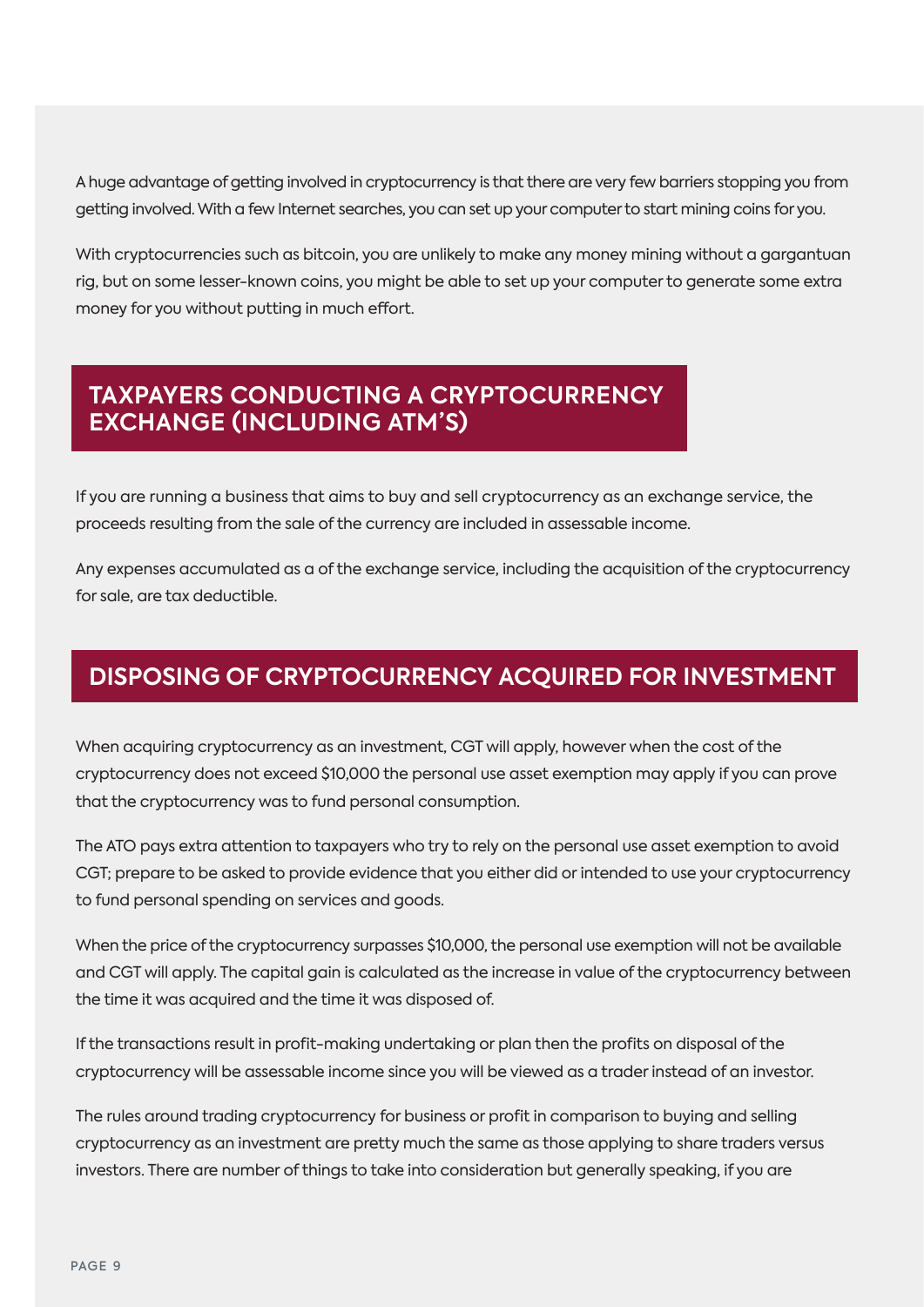A huge advantage of getting involved in cryptocurrency is that there are very few barriers stopping you from getting involved. With a few Internet searches, you can set up your computer to start mining coins for you.

With cryptocurrencies such as bitcoin, you are unlikely to make any money mining without a gargantuan rig, but on some lesser-known coins, you might be able to set up your computer to generate some extra money for you without putting in much effort.

## TAXPAYERS CONDUCTING A CRYPTOCURRENCY EXCHANGE (INCLUDING ATM'S)

If you are running a business that aims to buy and sell cryptocurrency as an exchange service, the proceeds resulting from the sale of the currency are included in assessable income.

Any expenses accumulated as a of the exchange service, including the acquisition of the cryptocurrency for sale, are tax deductible.

## DISPOSING OF CRYPTOCURRENCY ACQUIRED FOR INVESTMENT

When acquiring cryptocurrency as an investment, CGT will apply, however when the cost of the cryptocurrency does not exceed $10,000 the personal use asset exemption may apply if you can prove that the cryptocurrency was to fund personal consumption.

The ATO pays extra attention to taxpayers who try to rely on the personal use asset exemption to avoid CGT; prepare to be asked to provide evidence that you either did or intended to use your cryptocurrency to fund personal spending on services and goods.

When the price of the cryptocurrency surpasses $10,000, the personal use exemption will not be available and CGT will apply. The capital gain is calculated as the increase in value of the cryptocurrency between the time it was acquired and the time it was disposed of.

If the transactions result in profit-making undertaking or plan then the profits on disposal of the cryptocurrency will be assessable income since you will be viewed as a trader instead of an investor.

The rules around trading cryptocurrency for business or profit in comparison to buying and selling cryptocurrency as an investment are pretty much the same as those applying to share traders versus investors. There are number of things to take into consideration but generally speaking, if you are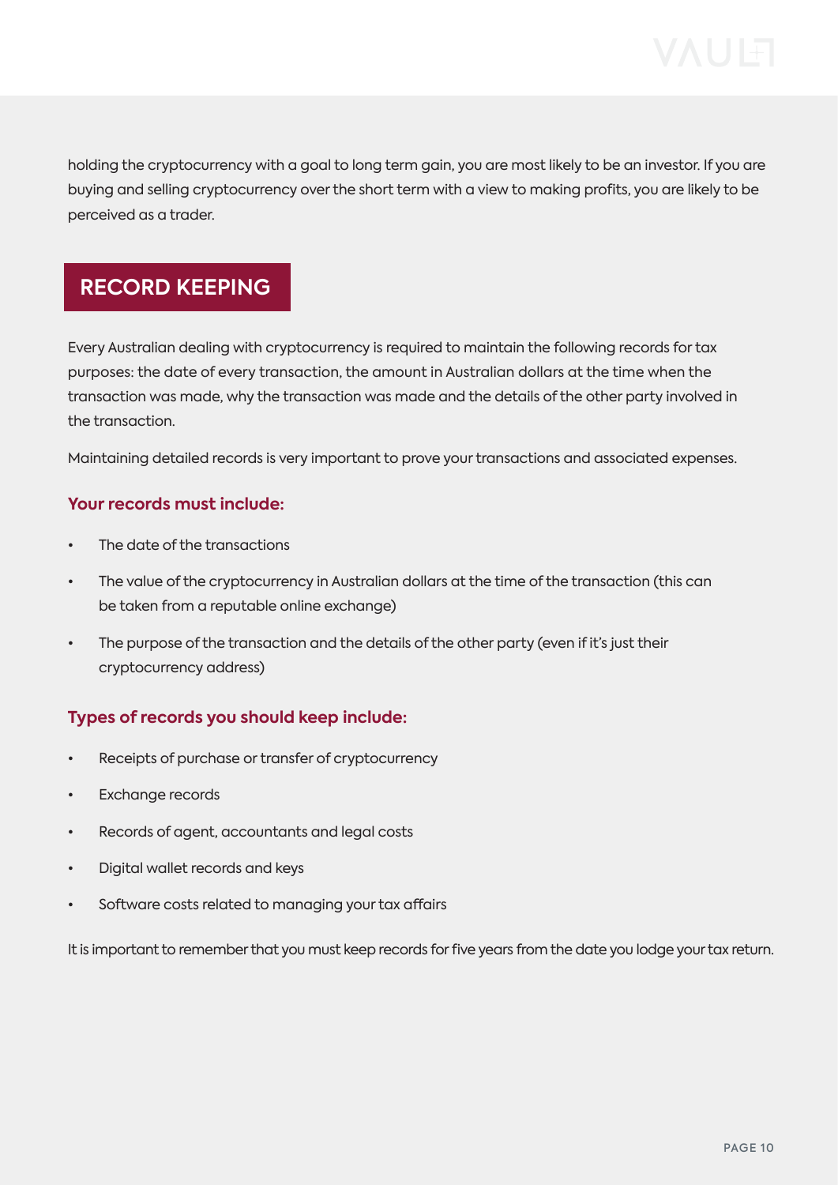holding the cryptocurrency with a goal to long term gain, you are most likely to be an investor. If you are buying and selling cryptocurrency over the short term with a view to making profits, you are likely to be perceived as a trader.

## RECORD KEEPING

Every Australian dealing with cryptocurrency is required to maintain the following records for tax purposes: the date of every transaction, the amount in Australian dollars at the time when the transaction was made, why the transaction was made and the details of the other party involved in the transaction.

Maintaining detailed records is very important to prove your transactions and associated expenses.

### Your records must include:

- The date of the transactions
- The value of the cryptocurrency in Australian dollars at the time of the transaction (this can be taken from a reputable online exchange)
- The purpose of the transaction and the details of the other party (even if it's just their cryptocurrency address)

### Types of records you should keep include:

- Receipts of purchase or transfer of cryptocurrency
- Exchange records
- Records of agent, accountants and legal costs
- Digital wallet records and keys
- Software costs related to managing your tax affairs

It is important to remember that you must keep records for five years from the date you lodge your tax return.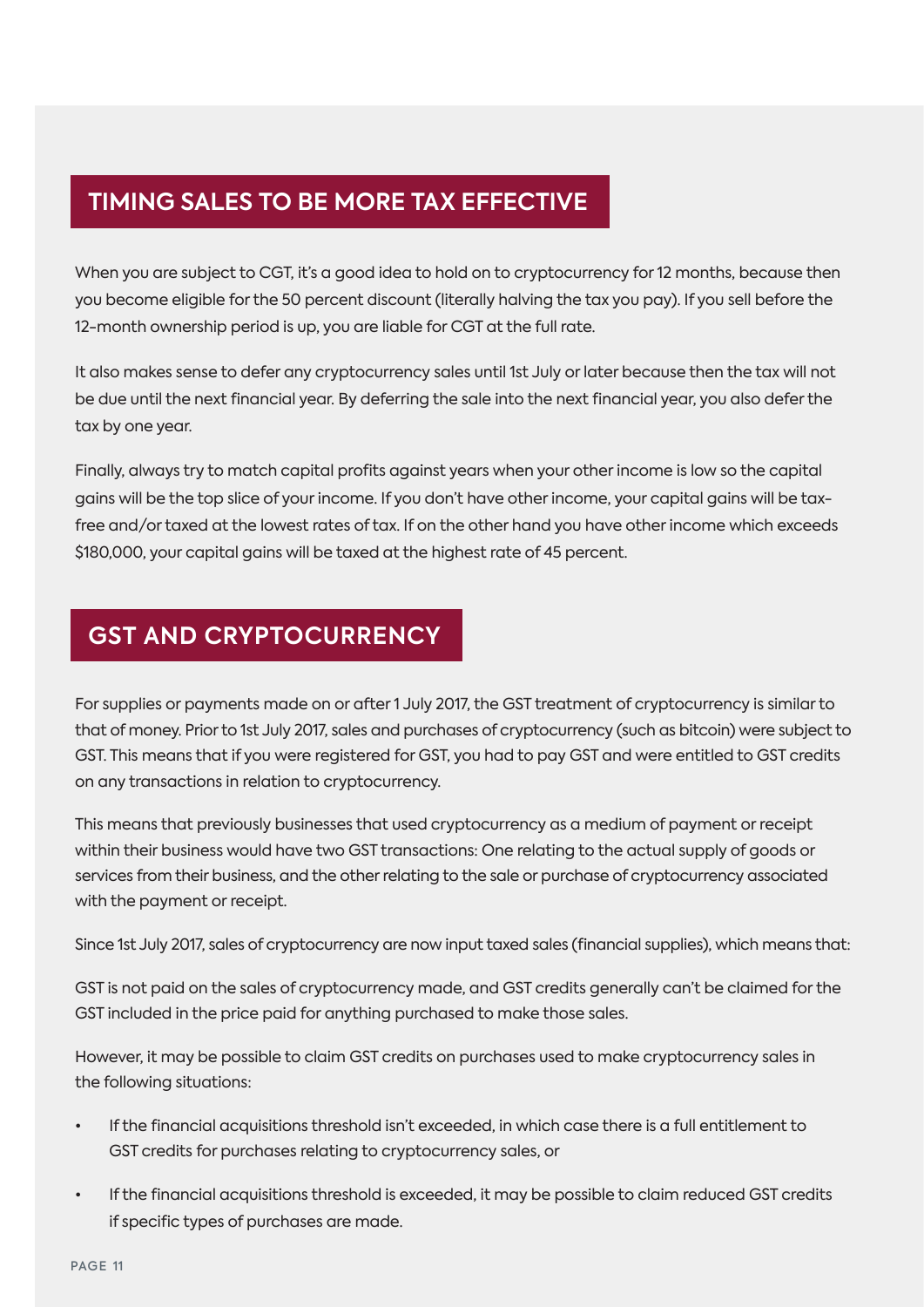## TIMING SALES TO BE MORE TAX EFFECTIVE

When you are subject to CGT, it's a good idea to hold on to cryptocurrency for 12 months, because then you become eligible for the 50 percent discount (literally halving the tax you pay). If you sell before the 12-month ownership period is up, you are liable for CGT at the full rate.

It also makes sense to defer any cryptocurrency sales until 1st July or later because then the tax will not be due until the next financial year. By deferring the sale into the next financial year, you also defer the tax by one year.

Finally, always try to match capital profits against years when your other income is low so the capital gains will be the top slice of your income. If you don't have other income, your capital gains will be tax-free and/or taxed at the lowest rates of tax. If on the other hand you have other income which exceeds $180,000, your capital gains will be taxed at the highest rate of 45 percent.

## GST AND CRYPTOCURRENCY

For supplies or payments made on or after 1 July 2017, the GST treatment of cryptocurrency is similar to that of money. Prior to 1st July 2017, sales and purchases of cryptocurrency (such as bitcoin) were subject to GST. This means that if you were registered for GST, you had to pay GST and were entitled to GST credits on any transactions in relation to cryptocurrency.

This means that previously businesses that used cryptocurrency as a medium of payment or receipt within their business would have two GST transactions: One relating to the actual supply of goods or services from their business, and the other relating to the sale or purchase of cryptocurrency associated with the payment or receipt.

Since 1st July 2017, sales of cryptocurrency are now input taxed sales (financial supplies), which means that:

GST is not paid on the sales of cryptocurrency made, and GST credits generally can't be claimed for the GST included in the price paid for anything purchased to make those sales.

However, it may be possible to claim GST credits on purchases used to make cryptocurrency sales in the following situations:

- If the financial acquisitions threshold isn't exceeded, in which case there is a full entitlement to GST credits for purchases relating to cryptocurrency sales, or
- If the financial acquisitions threshold is exceeded, it may be possible to claim reduced GST credits if specific types of purchases are made.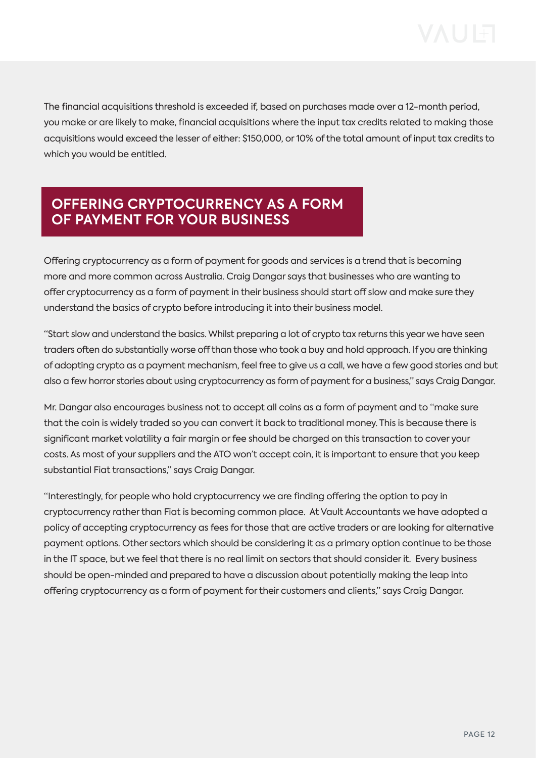The financial acquisitions threshold is exceeded if, based on purchases made over a 12-month period, you make or are likely to make, financial acquisitions where the input tax credits related to making those acquisitions would exceed the lesser of either: $150,000, or 10% of the total amount of input tax credits to which you would be entitled.

## OFFERING CRYPTOCURRENCY AS A FORM OF PAYMENT FOR YOUR BUSINESS

Offering cryptocurrency as a form of payment for goods and services is a trend that is becoming more and more common across Australia. Craig Dangar says that businesses who are wanting to offer cryptocurrency as a form of payment in their business should start off slow and make sure they understand the basics of crypto before introducing it into their business model.

"Start slow and understand the basics. Whilst preparing a lot of crypto tax returns this year we have seen traders often do substantially worse off than those who took a buy and hold approach. If you are thinking of adopting crypto as a payment mechanism, feel free to give us a call, we have a few good stories and but also a few horror stories about using cryptocurrency as form of payment for a business," says Craig Dangar.

Mr. Dangar also encourages business not to accept all coins as a form of payment and to "make sure that the coin is widely traded so you can convert it back to traditional money. This is because there is significant market volatility a fair margin or fee should be charged on this transaction to cover your costs. As most of your suppliers and the ATO won't accept coin, it is important to ensure that you keep substantial Fiat transactions," says Craig Dangar.

"Interestingly, for people who hold cryptocurrency we are finding offering the option to pay in cryptocurrency rather than Fiat is becoming common place. At Vault Accountants we have adopted a policy of accepting cryptocurrency as fees for those that are active traders or are looking for alternative payment options. Other sectors which should be considering it as a primary option continue to be those in the IT space, but we feel that there is no real limit on sectors that should consider it. Every business should be open-minded and prepared to have a discussion about potentially making the leap into offering cryptocurrency as a form of payment for their customers and clients," says Craig Dangar.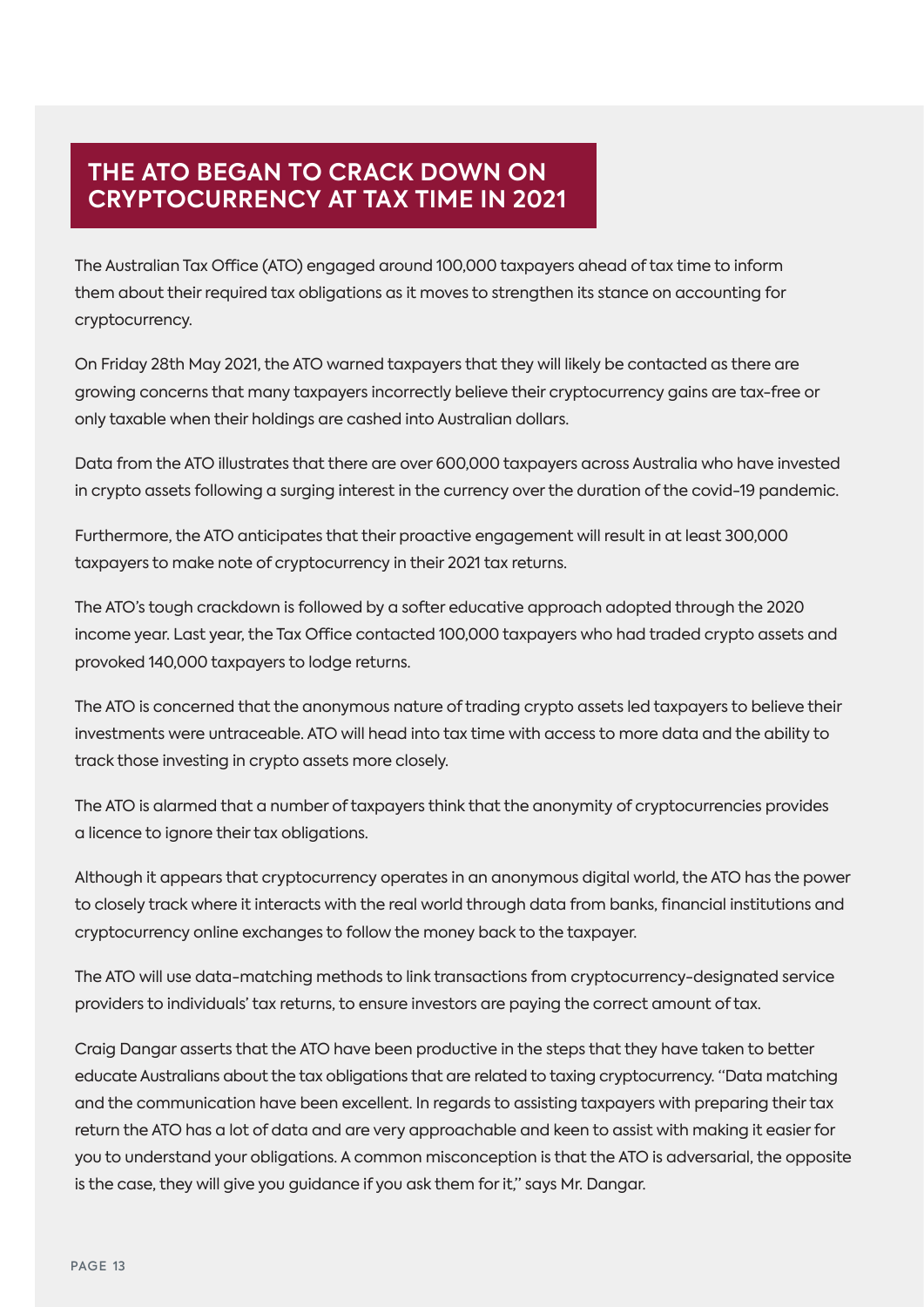## THE ATO BEGAN TO CRACK DOWN ON CRYPTOCURRENCY AT TAX TIME IN 2021

The Australian Tax Office (ATO) engaged around 100,000 taxpayers ahead of tax time to inform them about their required tax obligations as it moves to strengthen its stance on accounting for cryptocurrency.

On Friday 28th May 2021, the ATO warned taxpayers that they will likely be contacted as there are growing concerns that many taxpayers incorrectly believe their cryptocurrency gains are tax-free or only taxable when their holdings are cashed into Australian dollars.

Data from the ATO illustrates that there are over 600,000 taxpayers across Australia who have invested in crypto assets following a surging interest in the currency over the duration of the covid-19 pandemic.

Furthermore, the ATO anticipates that their proactive engagement will result in at least 300,000 taxpayers to make note of cryptocurrency in their 2021 tax returns.

The ATO's tough crackdown is followed by a softer educative approach adopted through the 2020 income year. Last year, the Tax Office contacted 100,000 taxpayers who had traded crypto assets and provoked 140,000 taxpayers to lodge returns.

The ATO is concerned that the anonymous nature of trading crypto assets led taxpayers to believe their investments were untraceable. ATO will head into tax time with access to more data and the ability to track those investing in crypto assets more closely.

The ATO is alarmed that a number of taxpayers think that the anonymity of cryptocurrencies provides a licence to ignore their tax obligations.

Although it appears that cryptocurrency operates in an anonymous digital world, the ATO has the power to closely track where it interacts with the real world through data from banks, financial institutions and cryptocurrency online exchanges to follow the money back to the taxpayer.

The ATO will use data-matching methods to link transactions from cryptocurrency-designated service providers to individuals' tax returns, to ensure investors are paying the correct amount of tax.

Craig Dangar asserts that the ATO have been productive in the steps that they have taken to better educate Australians about the tax obligations that are related to taxing cryptocurrency. "Data matching and the communication have been excellent. In regards to assisting taxpayers with preparing their tax return the ATO has a lot of data and are very approachable and keen to assist with making it easier for you to understand your obligations. A common misconception is that the ATO is adversarial, the opposite is the case, they will give you guidance if you ask them for it," says Mr. Dangar.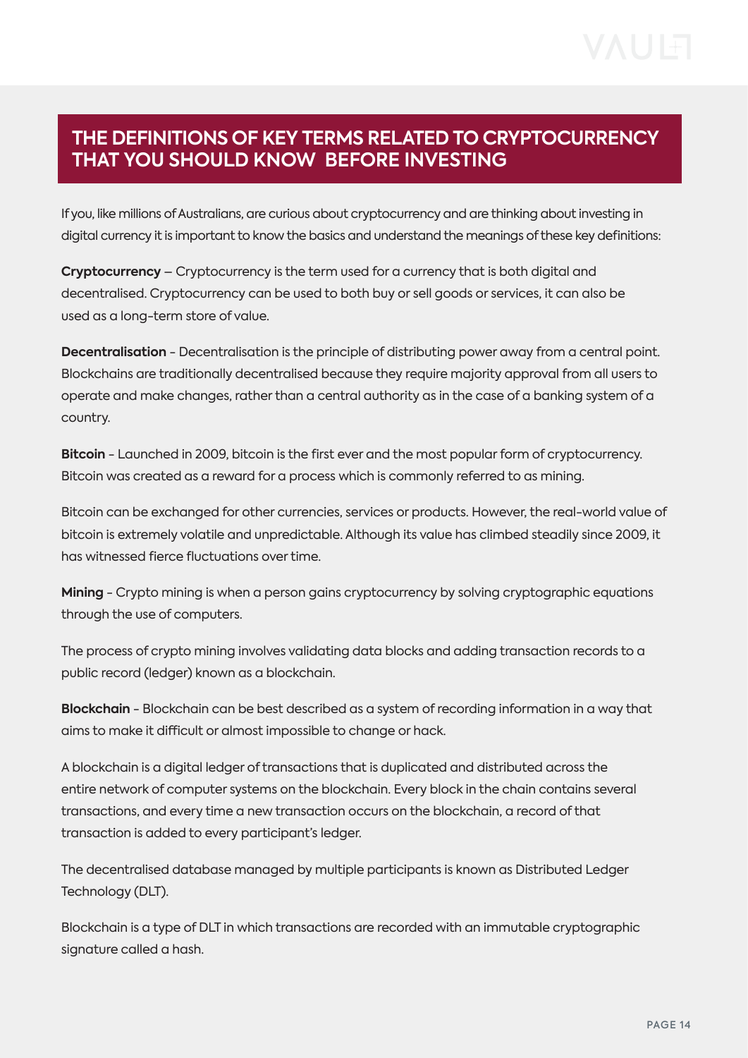## THE DEFINITIONS OF KEY TERMS RELATED TO CRYPTOCURRENCY THAT YOU SHOULD KNOW BEFORE INVESTING

If you, like millions of Australians, are curious about cryptocurrency and are thinking about investing in digital currency it is important to know the basics and understand the meanings of these key definitions:

**Cryptocurrency** – Cryptocurrency is the term used for a currency that is both digital and decentralised. Cryptocurrency can be used to both buy or sell goods or services, it can also be used as a long-term store of value.

**Decentralisation** - Decentralisation is the principle of distributing power away from a central point. Blockchains are traditionally decentralised because they require majority approval from all users to operate and make changes, rather than a central authority as in the case of a banking system of a country.

**Bitcoin** - Launched in 2009, bitcoin is the first ever and the most popular form of cryptocurrency. Bitcoin was created as a reward for a process which is commonly referred to as mining.

Bitcoin can be exchanged for other currencies, services or products. However, the real-world value of bitcoin is extremely volatile and unpredictable. Although its value has climbed steadily since 2009, it has witnessed fierce fluctuations over time.

**Mining** - Crypto mining is when a person gains cryptocurrency by solving cryptographic equations through the use of computers.

The process of crypto mining involves validating data blocks and adding transaction records to a public record (ledger) known as a blockchain.

**Blockchain** - Blockchain can be best described as a system of recording information in a way that aims to make it difficult or almost impossible to change or hack.

A blockchain is a digital ledger of transactions that is duplicated and distributed across the entire network of computer systems on the blockchain. Every block in the chain contains several transactions, and every time a new transaction occurs on the blockchain, a record of that transaction is added to every participant's ledger.

The decentralised database managed by multiple participants is known as Distributed Ledger Technology (DLT).

Blockchain is a type of DLT in which transactions are recorded with an immutable cryptographic signature called a hash.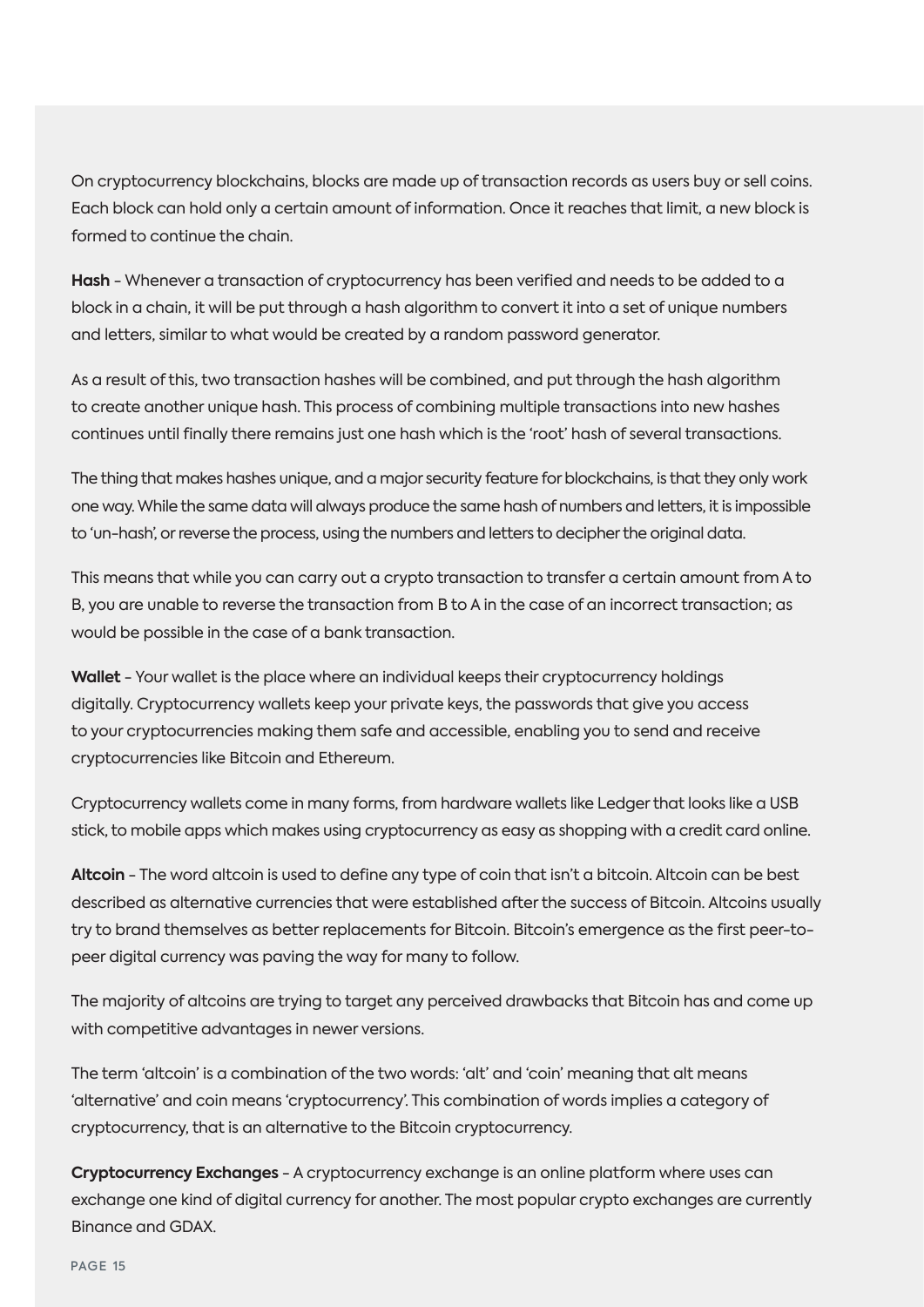On cryptocurrency blockchains, blocks are made up of transaction records as users buy or sell coins. Each block can hold only a certain amount of information. Once it reaches that limit, a new block is formed to continue the chain.

**Hash** – Whenever a transaction of cryptocurrency has been verified and needs to be added to a block in a chain, it will be put through a hash algorithm to convert it into a set of unique numbers and letters, similar to what would be created by a random password generator.

As a result of this, two transaction hashes will be combined, and put through the hash algorithm to create another unique hash. This process of combining multiple transactions into new hashes continues until finally there remains just one hash which is the 'root' hash of several transactions.

The thing that makes hashes unique, and a major security feature for blockchains, is that they only work one way. While the same data will always produce the same hash of numbers and letters, it is impossible to 'un-hash', or reverse the process, using the numbers and letters to decipher the original data.

This means that while you can carry out a crypto transaction to transfer a certain amount from A to B, you are unable to reverse the transaction from B to A in the case of an incorrect transaction; as would be possible in the case of a bank transaction.

**Wallet** – Your wallet is the place where an individual keeps their cryptocurrency holdings digitally. Cryptocurrency wallets keep your private keys, the passwords that give you access to your cryptocurrencies making them safe and accessible, enabling you to send and receive cryptocurrencies like Bitcoin and Ethereum.

Cryptocurrency wallets come in many forms, from hardware wallets like Ledger that looks like a USB stick, to mobile apps which makes using cryptocurrency as easy as shopping with a credit card online.

**Altcoin** – The word altcoin is used to define any type of coin that isn't a bitcoin. Altcoin can be best described as alternative currencies that were established after the success of Bitcoin. Altcoins usually try to brand themselves as better replacements for Bitcoin. Bitcoin's emergence as the first peer-to-peer digital currency was paving the way for many to follow.

The majority of altcoins are trying to target any perceived drawbacks that Bitcoin has and come up with competitive advantages in newer versions.

The term 'altcoin' is a combination of the two words: 'alt' and 'coin' meaning that alt means 'alternative' and coin means 'cryptocurrency'. This combination of words implies a category of cryptocurrency, that is an alternative to the Bitcoin cryptocurrency.

**Cryptocurrency Exchanges** – A cryptocurrency exchange is an online platform where uses can exchange one kind of digital currency for another. The most popular crypto exchanges are currently Binance and GDAX.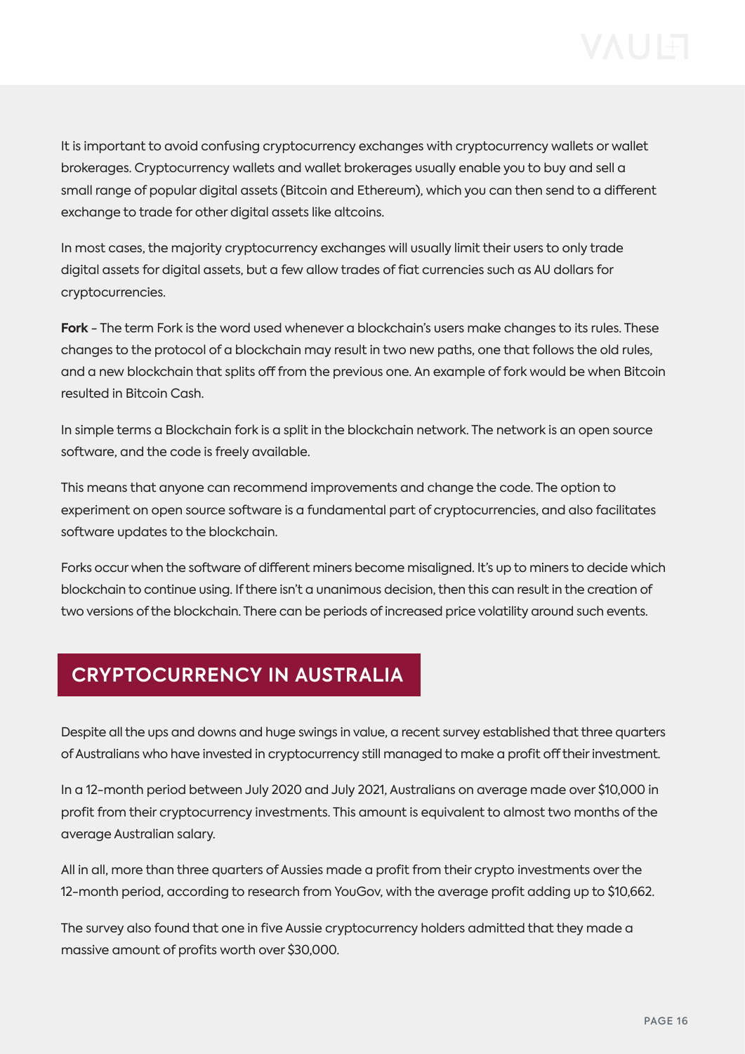It is important to avoid confusing cryptocurrency exchanges with cryptocurrency wallets or wallet brokerages. Cryptocurrency wallets and wallet brokerages usually enable you to buy and sell a small range of popular digital assets (Bitcoin and Ethereum), which you can then send to a different exchange to trade for other digital assets like altcoins.

In most cases, the majority cryptocurrency exchanges will usually limit their users to only trade digital assets for digital assets, but a few allow trades of fiat currencies such as AU dollars for cryptocurrencies.

**Fork** - The term Fork is the word used whenever a blockchain's users make changes to its rules. These changes to the protocol of a blockchain may result in two new paths, one that follows the old rules, and a new blockchain that splits off from the previous one. An example of fork would be when Bitcoin resulted in Bitcoin Cash.

In simple terms a Blockchain fork is a split in the blockchain network. The network is an open source software, and the code is freely available.

This means that anyone can recommend improvements and change the code. The option to experiment on open source software is a fundamental part of cryptocurrencies, and also facilitates software updates to the blockchain.

Forks occur when the software of different miners become misaligned. It's up to miners to decide which blockchain to continue using. If there isn't a unanimous decision, then this can result in the creation of two versions of the blockchain. There can be periods of increased price volatility around such events.

## CRYPTOCURRENCY IN AUSTRALIA

Despite all the ups and downs and huge swings in value, a recent survey established that three quarters of Australians who have invested in cryptocurrency still managed to make a profit off their investment.

In a 12-month period between July 2020 and July 2021, Australians on average made over $10,000 in profit from their cryptocurrency investments. This amount is equivalent to almost two months of the average Australian salary.

All in all, more than three quarters of Aussies made a profit from their crypto investments over the 12-month period, according to research from YouGov, with the average profit adding up to $10,662.

The survey also found that one in five Aussie cryptocurrency holders admitted that they made a massive amount of profits worth over $30,000.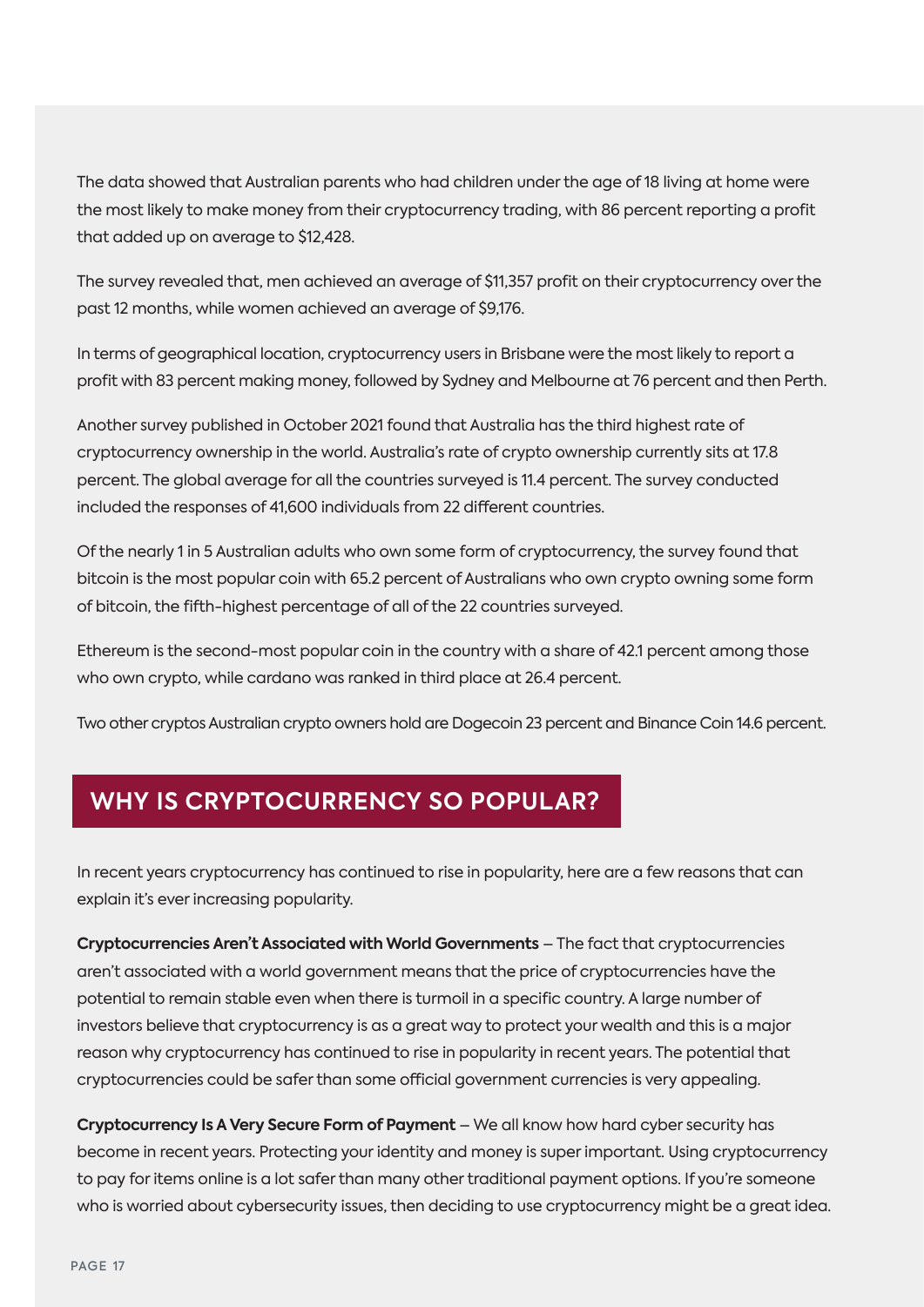The data showed that Australian parents who had children under the age of 18 living at home were the most likely to make money from their cryptocurrency trading, with 86 percent reporting a profit that added up on average to $12,428.

The survey revealed that, men achieved an average of $11,357 profit on their cryptocurrency over the past 12 months, while women achieved an average of $9,176.

In terms of geographical location, cryptocurrency users in Brisbane were the most likely to report a profit with 83 percent making money, followed by Sydney and Melbourne at 76 percent and then Perth.

Another survey published in October 2021 found that Australia has the third highest rate of cryptocurrency ownership in the world. Australia's rate of crypto ownership currently sits at 17.8 percent. The global average for all the countries surveyed is 11.4 percent. The survey conducted included the responses of 41,600 individuals from 22 different countries.

Of the nearly 1 in 5 Australian adults who own some form of cryptocurrency, the survey found that bitcoin is the most popular coin with 65.2 percent of Australians who own crypto owning some form of bitcoin, the fifth-highest percentage of all of the 22 countries surveyed.

Ethereum is the second-most popular coin in the country with a share of 42.1 percent among those who own crypto, while cardano was ranked in third place at 26.4 percent.

Two other cryptos Australian crypto owners hold are Dogecoin 23 percent and Binance Coin 14.6 percent.

## WHY IS CRYPTOCURRENCY SO POPULAR?

In recent years cryptocurrency has continued to rise in popularity, here are a few reasons that can explain it's ever increasing popularity.

**Cryptocurrencies Aren't Associated with World Governments** – The fact that cryptocurrencies aren't associated with a world government means that the price of cryptocurrencies have the potential to remain stable even when there is turmoil in a specific country. A large number of investors believe that cryptocurrency is as a great way to protect your wealth and this is a major reason why cryptocurrency has continued to rise in popularity in recent years. The potential that cryptocurrencies could be safer than some official government currencies is very appealing.

**Cryptocurrency Is A Very Secure Form of Payment** – We all know how hard cyber security has become in recent years. Protecting your identity and money is super important. Using cryptocurrency to pay for items online is a lot safer than many other traditional payment options. If you're someone who is worried about cybersecurity issues, then deciding to use cryptocurrency might be a great idea.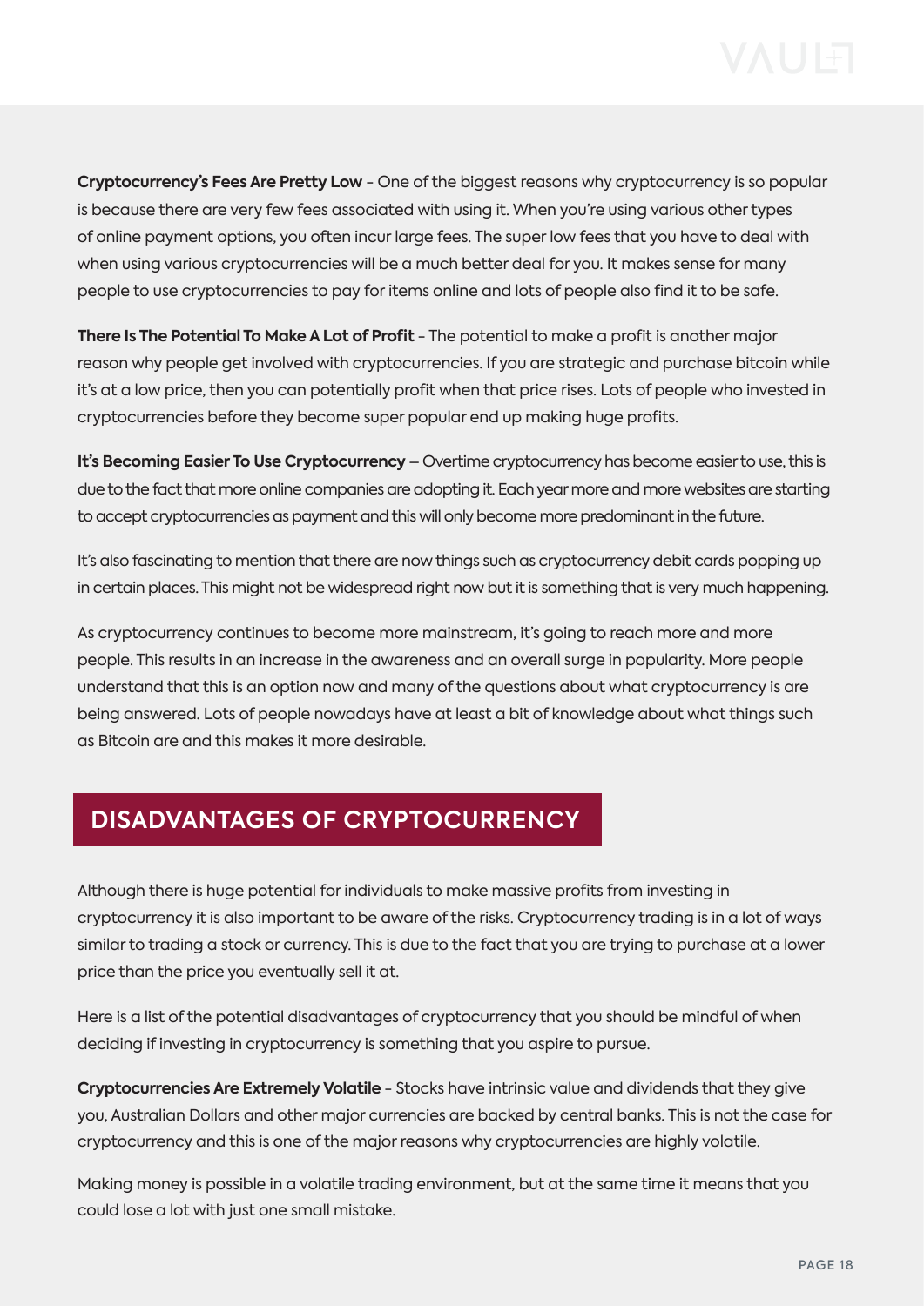**Cryptocurrency's Fees Are Pretty Low** - One of the biggest reasons why cryptocurrency is so popular is because there are very few fees associated with using it. When you're using various other types of online payment options, you often incur large fees. The super low fees that you have to deal with when using various cryptocurrencies will be a much better deal for you. It makes sense for many people to use cryptocurrencies to pay for items online and lots of people also find it to be safe.

**There Is The Potential To Make A Lot of Profit** - The potential to make a profit is another major reason why people get involved with cryptocurrencies. If you are strategic and purchase bitcoin while it's at a low price, then you can potentially profit when that price rises. Lots of people who invested in cryptocurrencies before they become super popular end up making huge profits.

**It's Becoming Easier To Use Cryptocurrency** – Overtime cryptocurrency has become easier to use, this is due to the fact that more online companies are adopting it. Each year more and more websites are starting to accept cryptocurrencies as payment and this will only become more predominant in the future.

It's also fascinating to mention that there are now things such as cryptocurrency debit cards popping up in certain places. This might not be widespread right now but it is something that is very much happening.

As cryptocurrency continues to become more mainstream, it's going to reach more and more people. This results in an increase in the awareness and an overall surge in popularity. More people understand that this is an option now and many of the questions about what cryptocurrency is are being answered. Lots of people nowadays have at least a bit of knowledge about what things such as Bitcoin are and this makes it more desirable.

## DISADVANTAGES OF CRYPTOCURRENCY

Although there is huge potential for individuals to make massive profits from investing in cryptocurrency it is also important to be aware of the risks. Cryptocurrency trading is in a lot of ways similar to trading a stock or currency. This is due to the fact that you are trying to purchase at a lower price than the price you eventually sell it at.

Here is a list of the potential disadvantages of cryptocurrency that you should be mindful of when deciding if investing in cryptocurrency is something that you aspire to pursue.

**Cryptocurrencies Are Extremely Volatile** - Stocks have intrinsic value and dividends that they give you, Australian Dollars and other major currencies are backed by central banks. This is not the case for cryptocurrency and this is one of the major reasons why cryptocurrencies are highly volatile.

Making money is possible in a volatile trading environment, but at the same time it means that you could lose a lot with just one small mistake.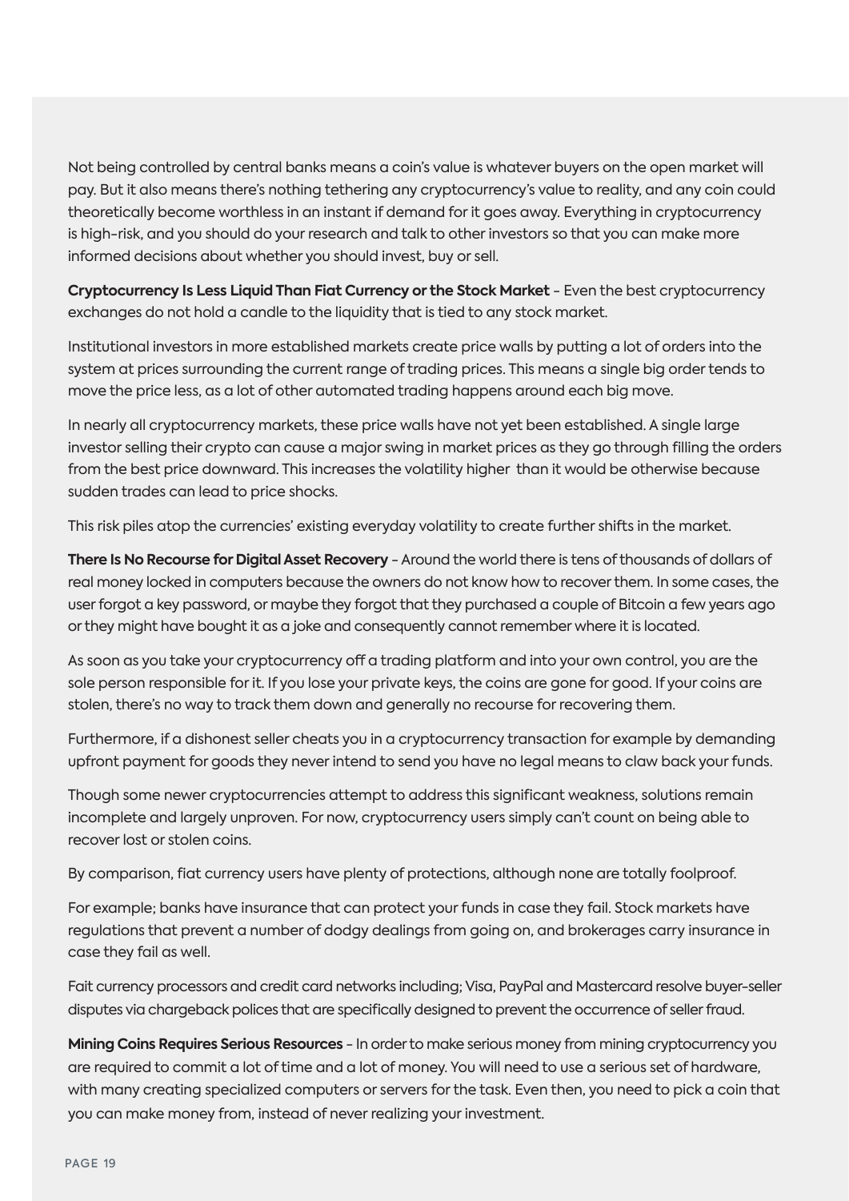Not being controlled by central banks means a coin's value is whatever buyers on the open market will pay. But it also means there's nothing tethering any cryptocurrency's value to reality, and any coin could theoretically become worthless in an instant if demand for it goes away. Everything in cryptocurrency is high-risk, and you should do your research and talk to other investors so that you can make more informed decisions about whether you should invest, buy or sell.

**Cryptocurrency Is Less Liquid Than Fiat Currency or the Stock Market** – Even the best cryptocurrency exchanges do not hold a candle to the liquidity that is tied to any stock market.

Institutional investors in more established markets create price walls by putting a lot of orders into the system at prices surrounding the current range of trading prices. This means a single big order tends to move the price less, as a lot of other automated trading happens around each big move.

In nearly all cryptocurrency markets, these price walls have not yet been established. A single large investor selling their crypto can cause a major swing in market prices as they go through filling the orders from the best price downward. This increases the volatility higher than it would be otherwise because sudden trades can lead to price shocks.

This risk piles atop the currencies' existing everyday volatility to create further shifts in the market.

**There Is No Recourse for Digital Asset Recovery** – Around the world there is tens of thousands of dollars of real money locked in computers because the owners do not know how to recover them. In some cases, the user forgot a key password, or maybe they forgot that they purchased a couple of Bitcoin a few years ago or they might have bought it as a joke and consequently cannot remember where it is located.

As soon as you take your cryptocurrency off a trading platform and into your own control, you are the sole person responsible for it. If you lose your private keys, the coins are gone for good. If your coins are stolen, there's no way to track them down and generally no recourse for recovering them.

Furthermore, if a dishonest seller cheats you in a cryptocurrency transaction for example by demanding upfront payment for goods they never intend to send you have no legal means to claw back your funds.

Though some newer cryptocurrencies attempt to address this significant weakness, solutions remain incomplete and largely unproven. For now, cryptocurrency users simply can't count on being able to recover lost or stolen coins.

By comparison, fiat currency users have plenty of protections, although none are totally foolproof.

For example; banks have insurance that can protect your funds in case they fail. Stock markets have regulations that prevent a number of dodgy dealings from going on, and brokerages carry insurance in case they fail as well.

Fait currency processors and credit card networks including; Visa, PayPal and Mastercard resolve buyer-seller disputes via chargeback polices that are specifically designed to prevent the occurrence of seller fraud.

**Mining Coins Requires Serious Resources** – In order to make serious money from mining cryptocurrency you are required to commit a lot of time and a lot of money. You will need to use a serious set of hardware, with many creating specialized computers or servers for the task. Even then, you need to pick a coin that you can make money from, instead of never realizing your investment.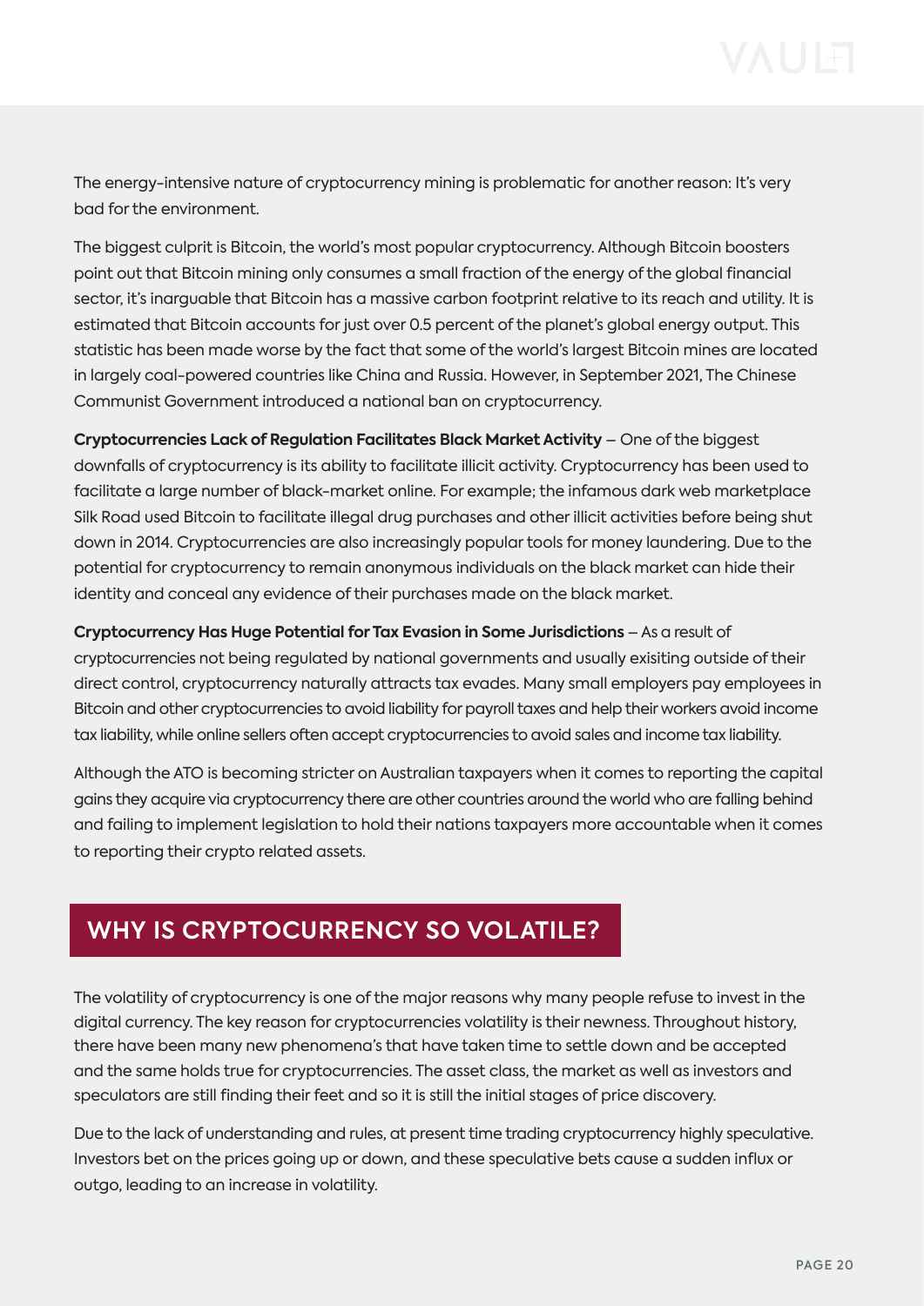The energy-intensive nature of cryptocurrency mining is problematic for another reason: It's very bad for the environment.

The biggest culprit is Bitcoin, the world's most popular cryptocurrency. Although Bitcoin boosters point out that Bitcoin mining only consumes a small fraction of the energy of the global financial sector, it's inarguable that Bitcoin has a massive carbon footprint relative to its reach and utility. It is estimated that Bitcoin accounts for just over 0.5 percent of the planet's global energy output. This statistic has been made worse by the fact that some of the world's largest Bitcoin mines are located in largely coal-powered countries like China and Russia. However, in September 2021, The Chinese Communist Government introduced a national ban on cryptocurrency.

**Cryptocurrencies Lack of Regulation Facilitates Black Market Activity** – One of the biggest downfalls of cryptocurrency is its ability to facilitate illicit activity. Cryptocurrency has been used to facilitate a large number of black-market online. For example; the infamous dark web marketplace Silk Road used Bitcoin to facilitate illegal drug purchases and other illicit activities before being shut down in 2014. Cryptocurrencies are also increasingly popular tools for money laundering. Due to the potential for cryptocurrency to remain anonymous individuals on the black market can hide their identity and conceal any evidence of their purchases made on the black market.

**Cryptocurrency Has Huge Potential for Tax Evasion in Some Jurisdictions** – As a result of cryptocurrencies not being regulated by national governments and usually exisiting outside of their direct control, cryptocurrency naturally attracts tax evades. Many small employers pay employees in Bitcoin and other cryptocurrencies to avoid liability for payroll taxes and help their workers avoid income tax liability, while online sellers often accept cryptocurrencies to avoid sales and income tax liability.

Although the ATO is becoming stricter on Australian taxpayers when it comes to reporting the capital gains they acquire via cryptocurrency there are other countries around the world who are falling behind and failing to implement legislation to hold their nations taxpayers more accountable when it comes to reporting their crypto related assets.

## WHY IS CRYPTOCURRENCY SO VOLATILE?

The volatility of cryptocurrency is one of the major reasons why many people refuse to invest in the digital currency. The key reason for cryptocurrencies volatility is their newness. Throughout history, there have been many new phenomena's that have taken time to settle down and be accepted and the same holds true for cryptocurrencies. The asset class, the market as well as investors and speculators are still finding their feet and so it is still the initial stages of price discovery.

Due to the lack of understanding and rules, at present time trading cryptocurrency highly speculative. Investors bet on the prices going up or down, and these speculative bets cause a sudden influx or outgo, leading to an increase in volatility.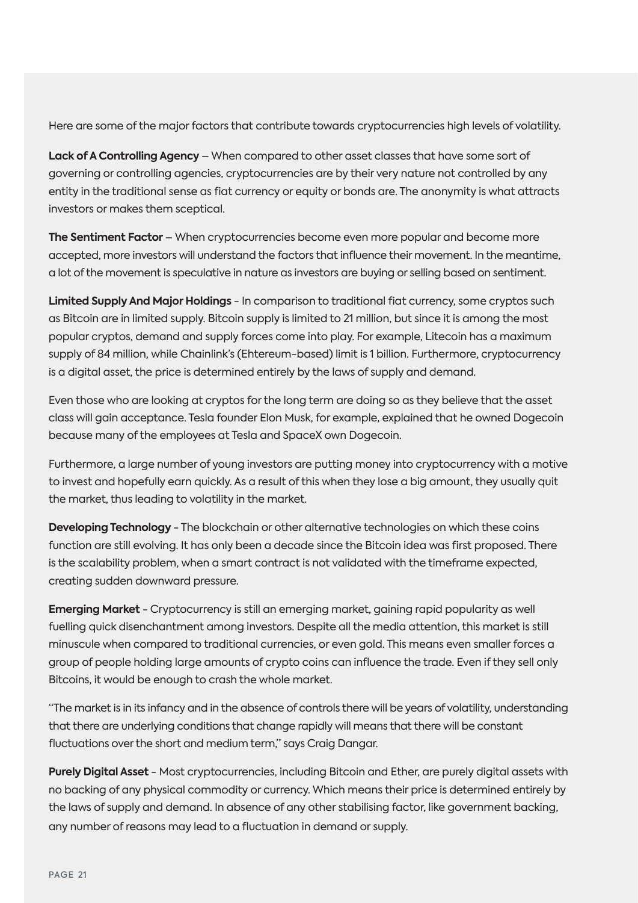Here are some of the major factors that contribute towards cryptocurrencies high levels of volatility.

**Lack of A Controlling Agency** – When compared to other asset classes that have some sort of governing or controlling agencies, cryptocurrencies are by their very nature not controlled by any entity in the traditional sense as fiat currency or equity or bonds are. The anonymity is what attracts investors or makes them sceptical.

**The Sentiment Factor** – When cryptocurrencies become even more popular and become more accepted, more investors will understand the factors that influence their movement. In the meantime, a lot of the movement is speculative in nature as investors are buying or selling based on sentiment.

**Limited Supply And Major Holdings** - In comparison to traditional fiat currency, some cryptos such as Bitcoin are in limited supply. Bitcoin supply is limited to 21 million, but since it is among the most popular cryptos, demand and supply forces come into play. For example, Litecoin has a maximum supply of 84 million, while Chainlink's (Ehtereum-based) limit is 1 billion. Furthermore, cryptocurrency is a digital asset, the price is determined entirely by the laws of supply and demand.

Even those who are looking at cryptos for the long term are doing so as they believe that the asset class will gain acceptance. Tesla founder Elon Musk, for example, explained that he owned Dogecoin because many of the employees at Tesla and SpaceX own Dogecoin.

Furthermore, a large number of young investors are putting money into cryptocurrency with a motive to invest and hopefully earn quickly. As a result of this when they lose a big amount, they usually quit the market, thus leading to volatility in the market.

**Developing Technology** - The blockchain or other alternative technologies on which these coins function are still evolving. It has only been a decade since the Bitcoin idea was first proposed. There is the scalability problem, when a smart contract is not validated with the timeframe expected, creating sudden downward pressure.

**Emerging Market** - Cryptocurrency is still an emerging market, gaining rapid popularity as well fuelling quick disenchantment among investors. Despite all the media attention, this market is still minuscule when compared to traditional currencies, or even gold. This means even smaller forces a group of people holding large amounts of crypto coins can influence the trade. Even if they sell only Bitcoins, it would be enough to crash the whole market.

"The market is in its infancy and in the absence of controls there will be years of volatility, understanding that there are underlying conditions that change rapidly will means that there will be constant fluctuations over the short and medium term," says Craig Dangar.

**Purely Digital Asset** - Most cryptocurrencies, including Bitcoin and Ether, are purely digital assets with no backing of any physical commodity or currency. Which means their price is determined entirely by the laws of supply and demand. In absence of any other stabilising factor, like government backing, any number of reasons may lead to a fluctuation in demand or supply.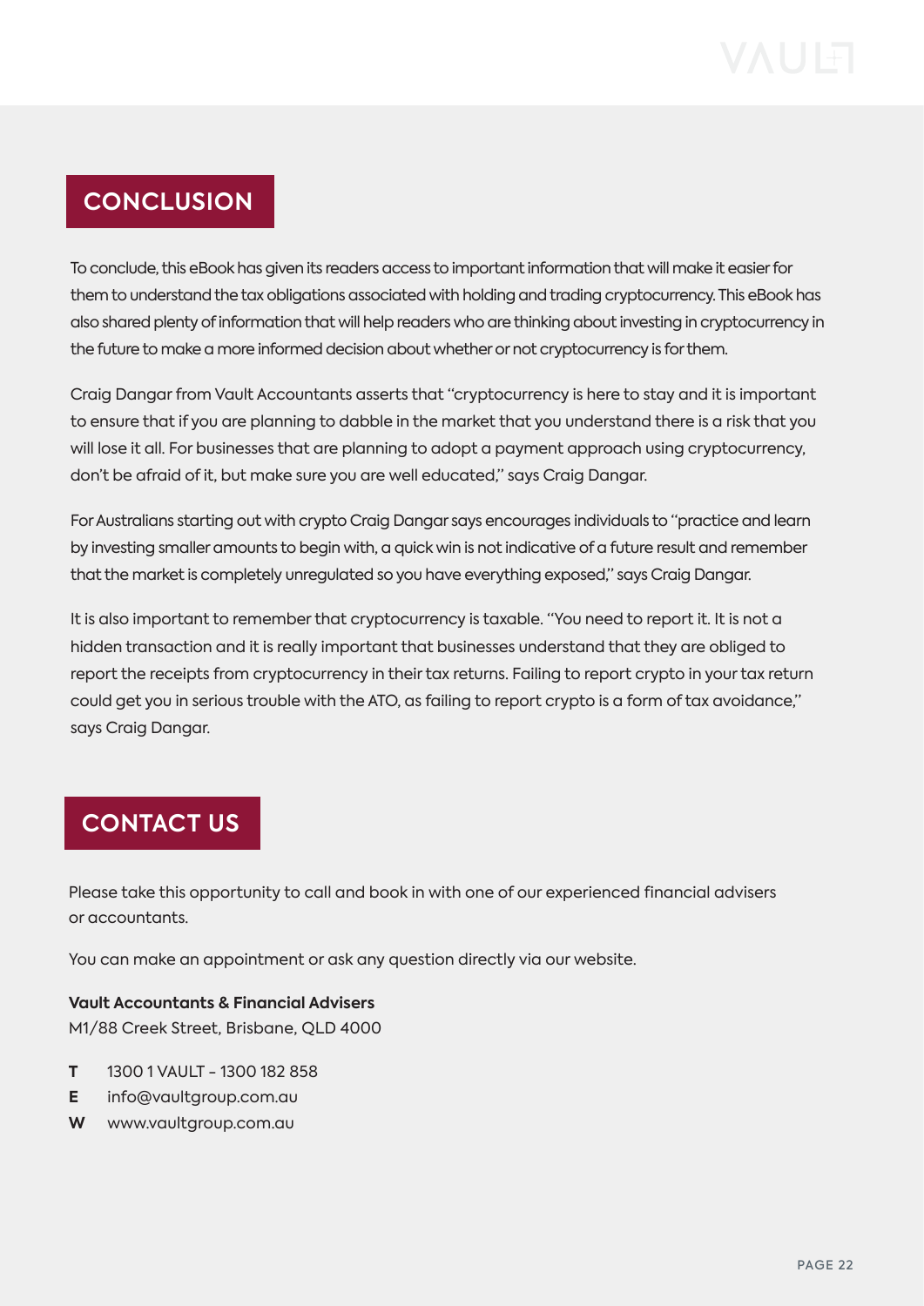## CONCLUSION

To conclude, this eBook has given its readers access to important information that will make it easier for them to understand the tax obligations associated with holding and trading cryptocurrency. This eBook has also shared plenty of information that will help readers who are thinking about investing in cryptocurrency in the future to make a more informed decision about whether or not cryptocurrency is for them.

Craig Dangar from Vault Accountants asserts that "cryptocurrency is here to stay and it is important to ensure that if you are planning to dabble in the market that you understand there is a risk that you will lose it all. For businesses that are planning to adopt a payment approach using cryptocurrency, don't be afraid of it, but make sure you are well educated," says Craig Dangar.

For Australians starting out with crypto Craig Dangar says encourages individuals to "practice and learn by investing smaller amounts to begin with, a quick win is not indicative of a future result and remember that the market is completely unregulated so you have everything exposed," says Craig Dangar.

It is also important to remember that cryptocurrency is taxable. "You need to report it. It is not a hidden transaction and it is really important that businesses understand that they are obliged to report the receipts from cryptocurrency in their tax returns. Failing to report crypto in your tax return could get you in serious trouble with the ATO, as failing to report crypto is a form of tax avoidance," says Craig Dangar.

## CONTACT US

Please take this opportunity to call and book in with one of our experienced financial advisers or accountants.

You can make an appointment or ask any question directly via our website.

**Vault Accountants & Financial Advisers**
M1/88 Creek Street, Brisbane, QLD 4000

**T** 1300 1 VAULT - 1300 182 858
**E** info@vaultgroup.com.au
**W** www.vaultgroup.com.au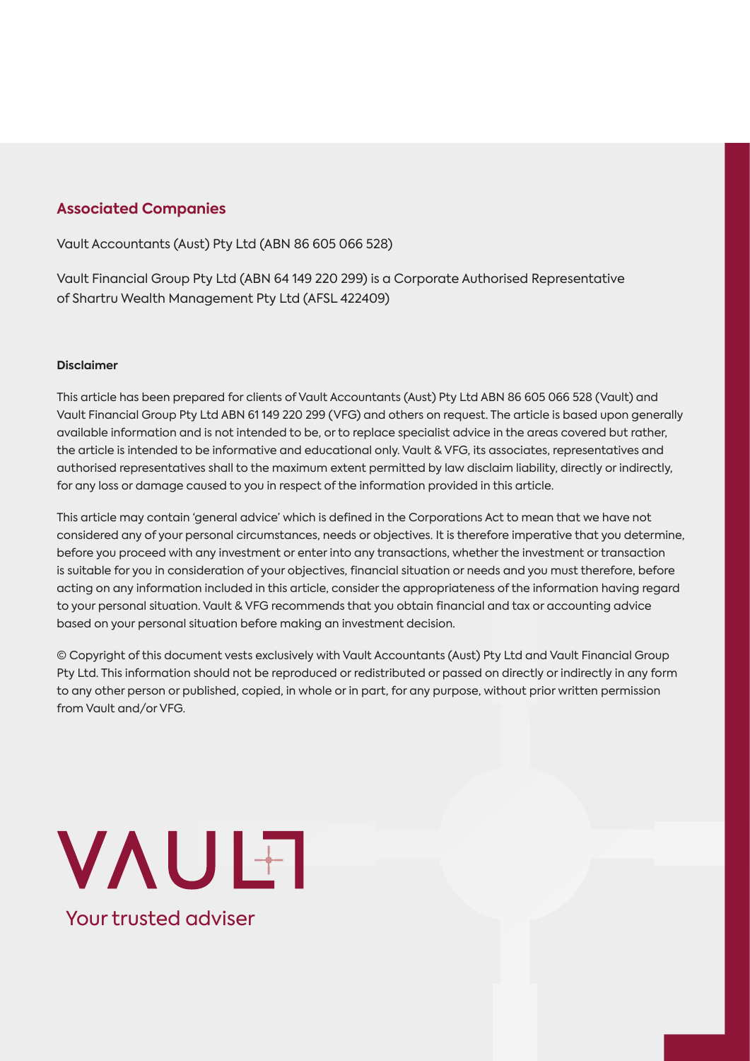## Associated Companies

Vault Accountants (Aust) Pty Ltd (ABN 86 605 066 528)

Vault Financial Group Pty Ltd (ABN 64 149 220 299) is a Corporate Authorised Representative of Shartru Wealth Management Pty Ltd (AFSL 422409)

**Disclaimer**

This article has been prepared for clients of Vault Accountants (Aust) Pty Ltd ABN 86 605 066 528 (Vault) and Vault Financial Group Pty Ltd ABN 61 149 220 299 (VFG) and others on request. The article is based upon generally available information and is not intended to be, or to replace specialist advice in the areas covered but rather, the article is intended to be informative and educational only. Vault & VFG, its associates, representatives and authorised representatives shall to the maximum extent permitted by law disclaim liability, directly or indirectly, for any loss or damage caused to you in respect of the information provided in this article.

This article may contain 'general advice' which is defined in the Corporations Act to mean that we have not considered any of your personal circumstances, needs or objectives. It is therefore imperative that you determine, before you proceed with any investment or enter into any transactions, whether the investment or transaction is suitable for you in consideration of your objectives, financial situation or needs and you must therefore, before acting on any information included in this article, consider the appropriateness of the information having regard to your personal situation. Vault & VFG recommends that you obtain financial and tax or accounting advice based on your personal situation before making an investment decision.

© Copyright of this document vests exclusively with Vault Accountants (Aust) Pty Ltd and Vault Financial Group Pty Ltd. This information should not be reproduced or redistributed or passed on directly or indirectly in any form to any other person or published, copied, in whole or in part, for any purpose, without prior written permission from Vault and/or VFG.

VAULT

Your trusted adviser